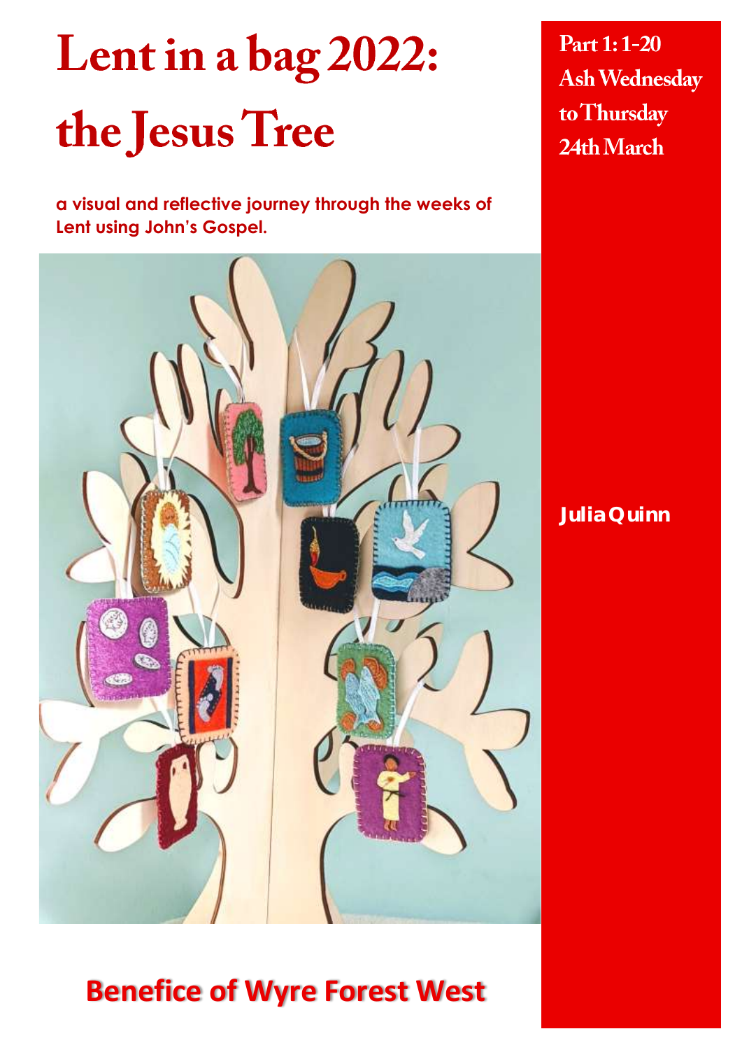# Lent in a bag 2022: the Jesus Tree

**a visual and reflective journey through the weeks of Lent using John's Gospel.**

**Part 1: 1-20 Ash Wednesday to Thursday 24th March**

**Julia Quinn**

**Benefice of Wyre Forest West**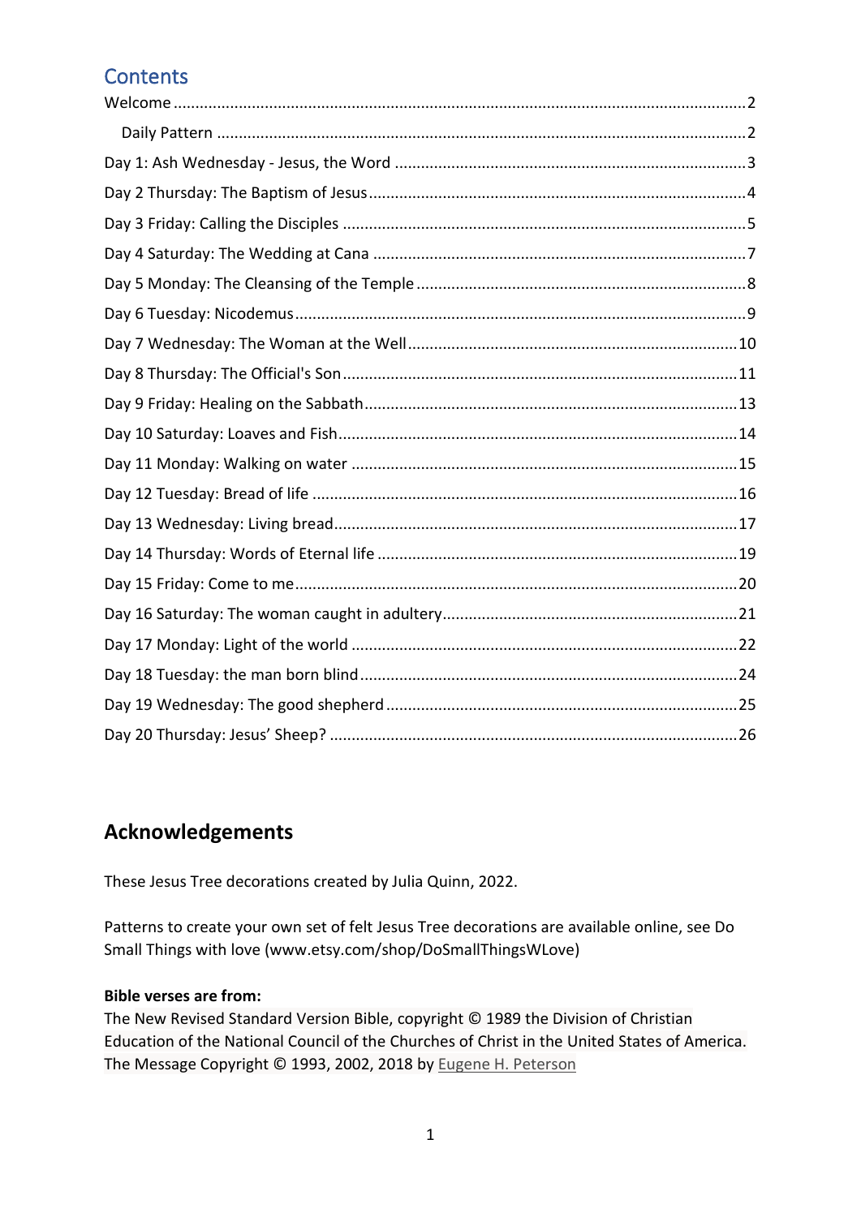## Contents

Welcome ..... 2

  Daily Pattern ..... 2

Day 1: Ash Wednesday - Jesus, the Word ..... 3

Day 2 Thursday: The Baptism of Jesus ..... 4

Day 3 Friday: Calling the Disciples ..... 5

Day 4 Saturday: The Wedding at Cana ..... 7

Day 5 Monday: The Cleansing of the Temple ..... 8

Day 6 Tuesday: Nicodemus ..... 9

Day 7 Wednesday: The Woman at the Well ..... 10

Day 8 Thursday: The Official's Son ..... 11

Day 9 Friday: Healing on the Sabbath ..... 13

Day 10 Saturday: Loaves and Fish ..... 14

Day 11 Monday: Walking on water ..... 15

Day 12 Tuesday: Bread of life ..... 16

Day 13 Wednesday: Living bread ..... 17

Day 14 Thursday: Words of Eternal life ..... 19

Day 15 Friday: Come to me ..... 20

Day 16 Saturday: The woman caught in adultery ..... 21

Day 17 Monday: Light of the world ..... 22

Day 18 Tuesday: the man born blind ..... 24

Day 19 Wednesday: The good shepherd ..... 25

Day 20 Thursday: Jesus' Sheep? ..... 26

## Acknowledgements

These Jesus Tree decorations created by Julia Quinn, 2022.

Patterns to create your own set of felt Jesus Tree decorations are available online, see Do Small Things with love (www.etsy.com/shop/DoSmallThingsWLove)

**Bible verses are from:**

The New Revised Standard Version Bible, copyright © 1989 the Division of Christian Education of the National Council of the Churches of Christ in the United States of America.
The Message Copyright © 1993, 2002, 2018 by Eugene H. Peterson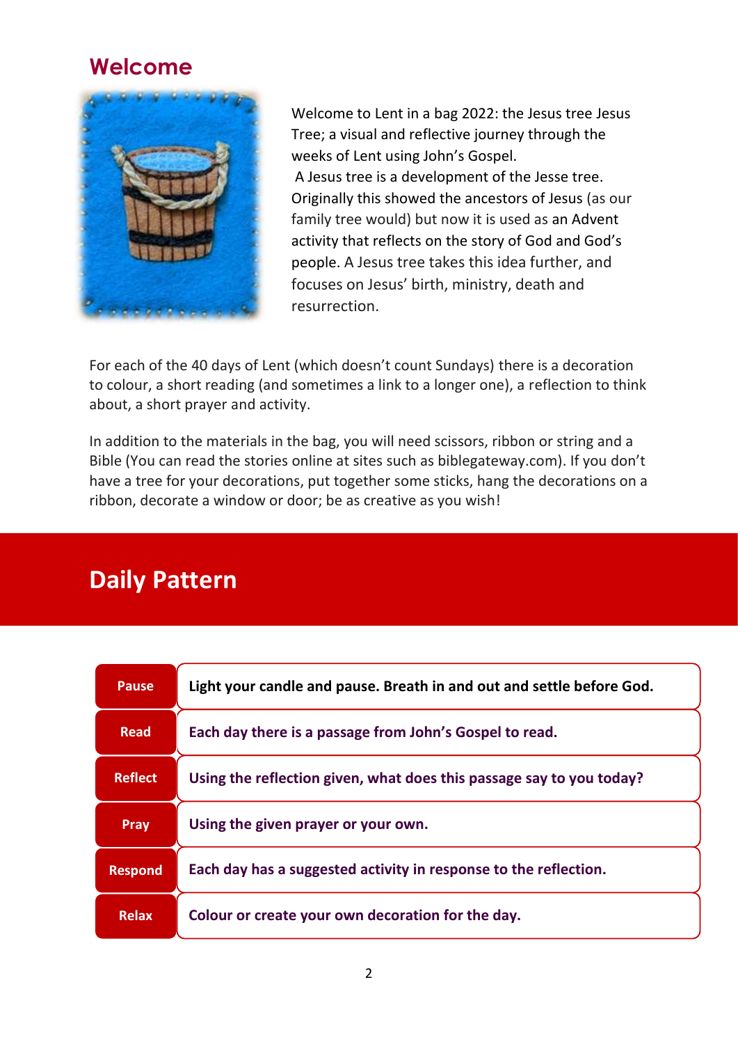## Welcome

Welcome to Lent in a bag 2022: the Jesus tree Jesus Tree; a visual and reflective journey through the weeks of Lent using John's Gospel.

A Jesus tree is a development of the Jesse tree. Originally this showed the ancestors of Jesus (as our family tree would) but now it is used as an Advent activity that reflects on the story of God and God's people. A Jesus tree takes this idea further, and focuses on Jesus' birth, ministry, death and resurrection.

For each of the 40 days of Lent (which doesn't count Sundays) there is a decoration to colour, a short reading (and sometimes a link to a longer one), a reflection to think about, a short prayer and activity.

In addition to the materials in the bag, you will need scissors, ribbon or string and a Bible (You can read the stories online at sites such as biblegateway.com). If you don't have a tree for your decorations, put together some sticks, hang the decorations on a ribbon, decorate a window or door; be as creative as you wish!

## Daily Pattern

| | |
|---|---|
| **Pause** | **Light your candle and pause. Breath in and out and settle before God.** |
| **Read** | **Each day there is a passage from John's Gospel to read.** |
| **Reflect** | **Using the reflection given, what does this passage say to you today?** |
| **Pray** | **Using the given prayer or your own.** |
| **Respond** | **Each day has a suggested activity in response to the reflection.** |
| **Relax** | **Colour or create your own decoration for the day.** |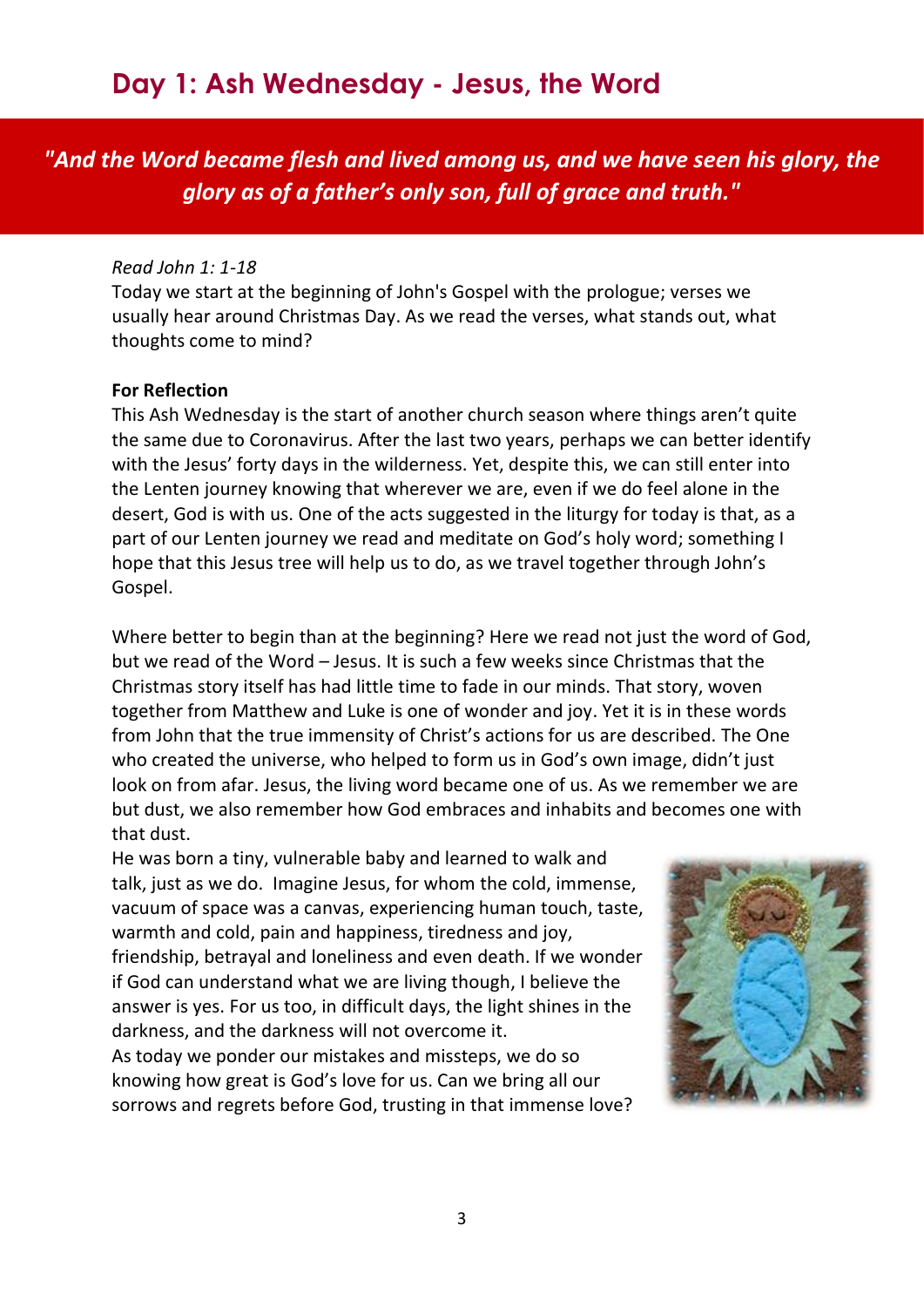# Day 1: Ash Wednesday - Jesus, the Word

***"And the Word became flesh and lived among us, and we have seen his glory, the glory as of a father's only son, full of grace and truth."***

*Read John 1: 1-18*

Today we start at the beginning of John's Gospel with the prologue; verses we usually hear around Christmas Day. As we read the verses, what stands out, what thoughts come to mind?

**For Reflection**

This Ash Wednesday is the start of another church season where things aren't quite the same due to Coronavirus. After the last two years, perhaps we can better identify with the Jesus' forty days in the wilderness. Yet, despite this, we can still enter into the Lenten journey knowing that wherever we are, even if we do feel alone in the desert, God is with us. One of the acts suggested in the liturgy for today is that, as a part of our Lenten journey we read and meditate on God's holy word; something I hope that this Jesus tree will help us to do, as we travel together through John's Gospel.

Where better to begin than at the beginning? Here we read not just the word of God, but we read of the Word – Jesus. It is such a few weeks since Christmas that the Christmas story itself has had little time to fade in our minds. That story, woven together from Matthew and Luke is one of wonder and joy. Yet it is in these words from John that the true immensity of Christ's actions for us are described. The One who created the universe, who helped to form us in God's own image, didn't just look on from afar. Jesus, the living word became one of us. As we remember we are but dust, we also remember how God embraces and inhabits and becomes one with that dust.

He was born a tiny, vulnerable baby and learned to walk and talk, just as we do. Imagine Jesus, for whom the cold, immense, vacuum of space was a canvas, experiencing human touch, taste, warmth and cold, pain and happiness, tiredness and joy, friendship, betrayal and loneliness and even death. If we wonder if God can understand what we are living though, I believe the answer is yes. For us too, in difficult days, the light shines in the darkness, and the darkness will not overcome it.

As today we ponder our mistakes and missteps, we do so knowing how great is God's love for us. Can we bring all our sorrows and regrets before God, trusting in that immense love?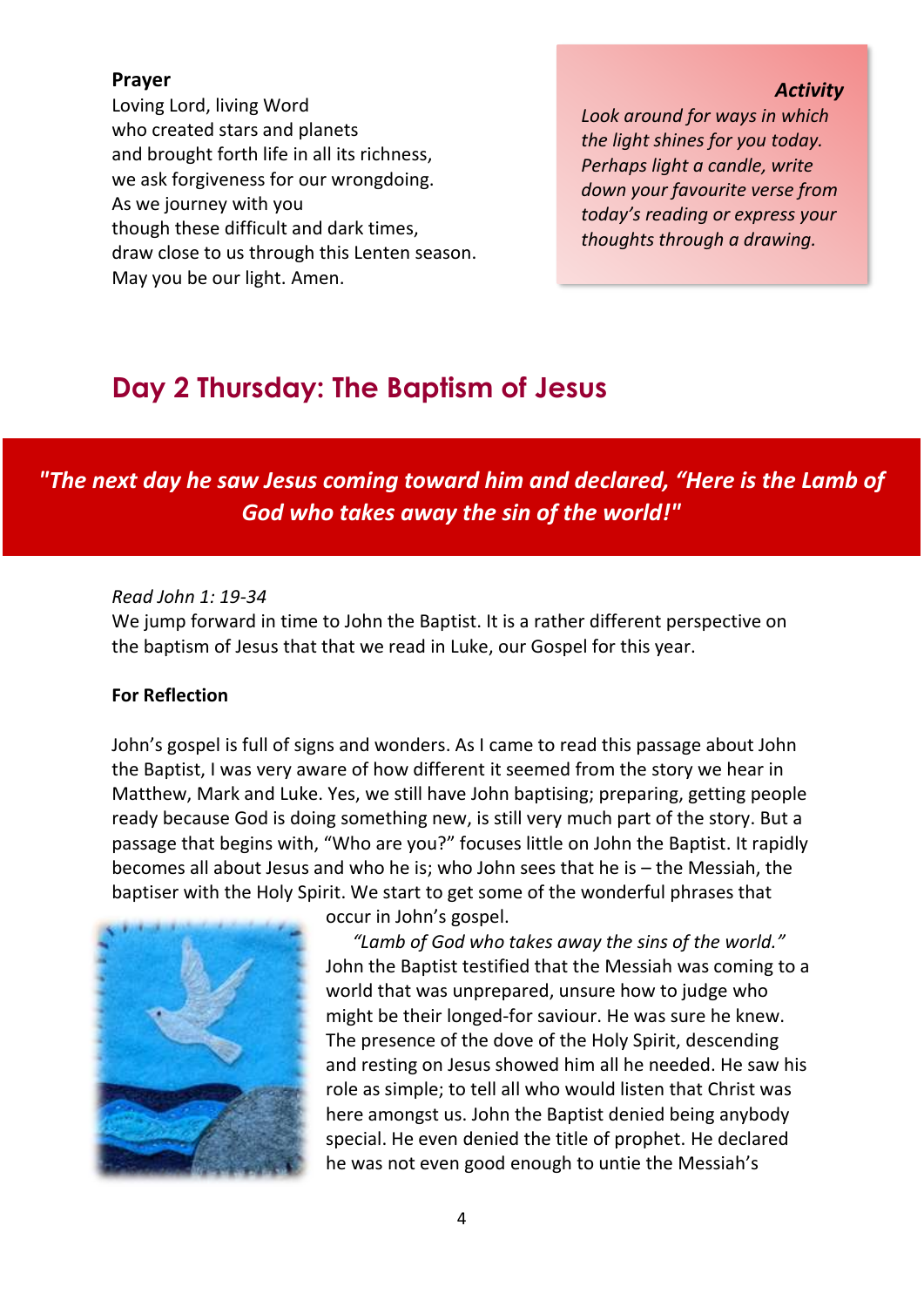**Prayer**

Loving Lord, living Word
who created stars and planets
and brought forth life in all its richness,
we ask forgiveness for our wrongdoing.
As we journey with you
though these difficult and dark times,
draw close to us through this Lenten season.
May you be our light. Amen.

***Activity***

*Look around for ways in which the light shines for you today. Perhaps light a candle, write down your favourite verse from today's reading or express your thoughts through a drawing.*

## Day 2 Thursday: The Baptism of Jesus

***"The next day he saw Jesus coming toward him and declared, "Here is the Lamb of God who takes away the sin of the world!"***

*Read John 1: 19-34*

We jump forward in time to John the Baptist. It is a rather different perspective on the baptism of Jesus that that we read in Luke, our Gospel for this year.

**For Reflection**

John's gospel is full of signs and wonders. As I came to read this passage about John the Baptist, I was very aware of how different it seemed from the story we hear in Matthew, Mark and Luke. Yes, we still have John baptising; preparing, getting people ready because God is doing something new, is still very much part of the story. But a passage that begins with, "Who are you?" focuses little on John the Baptist. It rapidly becomes all about Jesus and who he is; who John sees that he is – the Messiah, the baptiser with the Holy Spirit. We start to get some of the wonderful phrases that occur in John's gospel.

*"Lamb of God who takes away the sins of the world."* John the Baptist testified that the Messiah was coming to a world that was unprepared, unsure how to judge who might be their longed-for saviour. He was sure he knew. The presence of the dove of the Holy Spirit, descending and resting on Jesus showed him all he needed. He saw his role as simple; to tell all who would listen that Christ was here amongst us. John the Baptist denied being anybody special. He even denied the title of prophet. He declared he was not even good enough to untie the Messiah's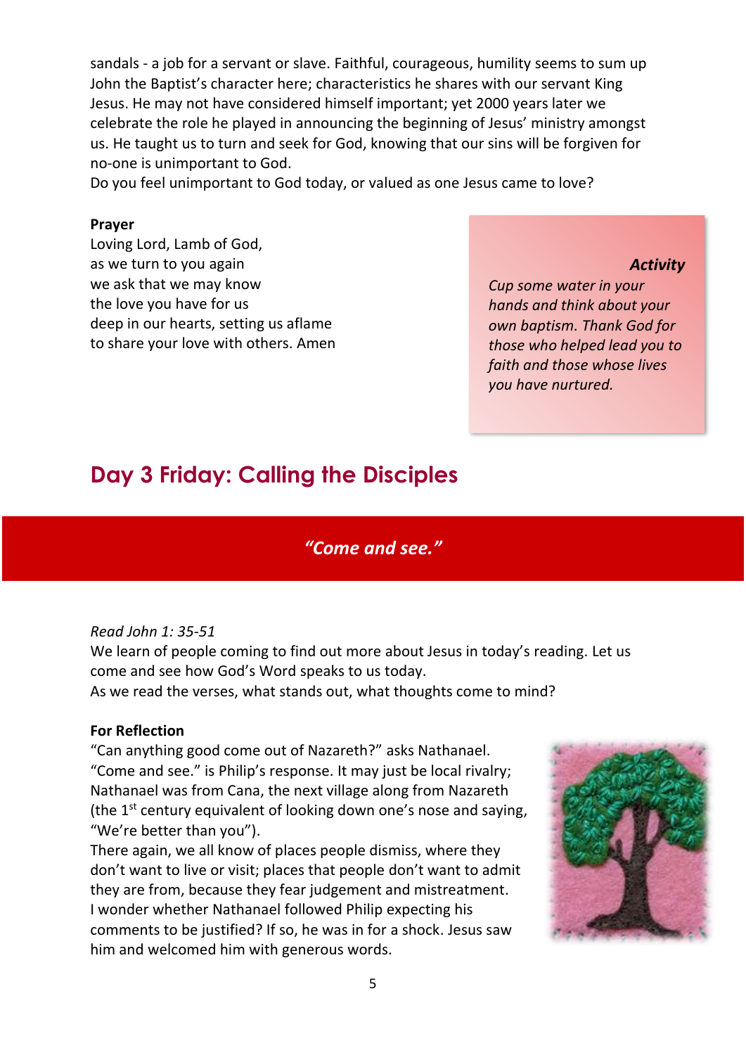sandals - a job for a servant or slave. Faithful, courageous, humility seems to sum up John the Baptist's character here; characteristics he shares with our servant King Jesus. He may not have considered himself important; yet 2000 years later we celebrate the role he played in announcing the beginning of Jesus' ministry amongst us. He taught us to turn and seek for God, knowing that our sins will be forgiven for no-one is unimportant to God.
Do you feel unimportant to God today, or valued as one Jesus came to love?

**Prayer**
Loving Lord, Lamb of God,
as we turn to you again
we ask that we may know
the love you have for us
deep in our hearts, setting us aflame
to share your love with others. Amen

***Activity***
*Cup some water in your hands and think about your own baptism. Thank God for those who helped lead you to faith and those whose lives you have nurtured.*

## Day 3 Friday: Calling the Disciples

***"Come and see."***

*Read John 1: 35-51*
We learn of people coming to find out more about Jesus in today's reading. Let us come and see how God's Word speaks to us today.
As we read the verses, what stands out, what thoughts come to mind?

**For Reflection**
"Can anything good come out of Nazareth?" asks Nathanael. "Come and see." is Philip's response. It may just be local rivalry; Nathanael was from Cana, the next village along from Nazareth (the 1st century equivalent of looking down one's nose and saying, "We're better than you").
There again, we all know of places people dismiss, where they don't want to live or visit; places that people don't want to admit they are from, because they fear judgement and mistreatment. I wonder whether Nathanael followed Philip expecting his comments to be justified? If so, he was in for a shock. Jesus saw him and welcomed him with generous words.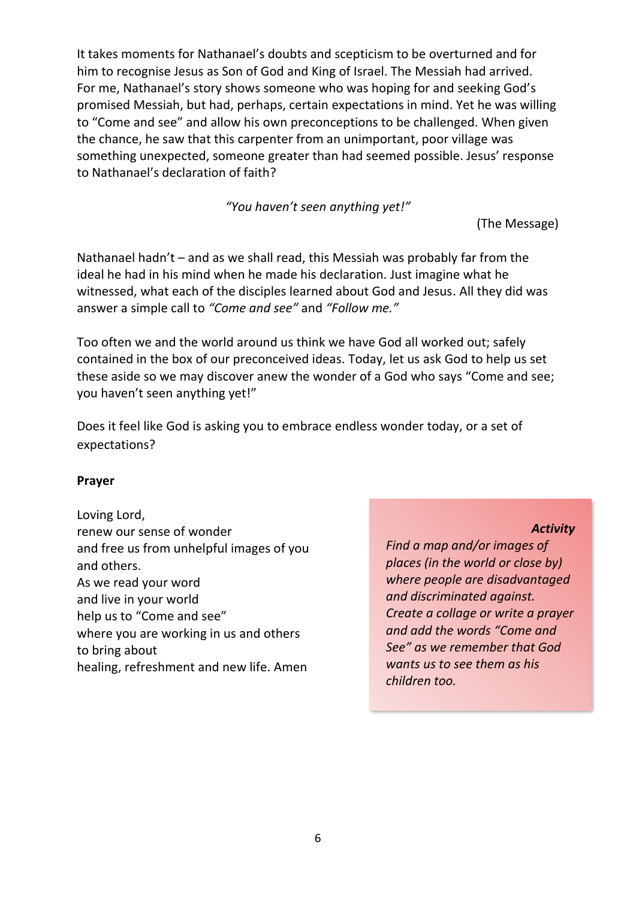It takes moments for Nathanael's doubts and scepticism to be overturned and for him to recognise Jesus as Son of God and King of Israel. The Messiah had arrived. For me, Nathanael's story shows someone who was hoping for and seeking God's promised Messiah, but had, perhaps, certain expectations in mind. Yet he was willing to "Come and see" and allow his own preconceptions to be challenged. When given the chance, he saw that this carpenter from an unimportant, poor village was something unexpected, someone greater than had seemed possible. Jesus' response to Nathanael's declaration of faith?

*"You haven't seen anything yet!"*

(The Message)

Nathanael hadn't – and as we shall read, this Messiah was probably far from the ideal he had in his mind when he made his declaration. Just imagine what he witnessed, what each of the disciples learned about God and Jesus. All they did was answer a simple call to *"Come and see"* and *"Follow me."*

Too often we and the world around us think we have God all worked out; safely contained in the box of our preconceived ideas. Today, let us ask God to help us set these aside so we may discover anew the wonder of a God who says "Come and see; you haven't seen anything yet!"

Does it feel like God is asking you to embrace endless wonder today, or a set of expectations?

**Prayer**

Loving Lord,  
renew our sense of wonder  
and free us from unhelpful images of you and others.  
As we read your word  
and live in your world  
help us to "Come and see"  
where you are working in us and others  
to bring about  
healing, refreshment and new life. Amen

***Activity***

*Find a map and/or images of places (in the world or close by) where people are disadvantaged and discriminated against. Create a collage or write a prayer and add the words "Come and See" as we remember that God wants us to see them as his children too.*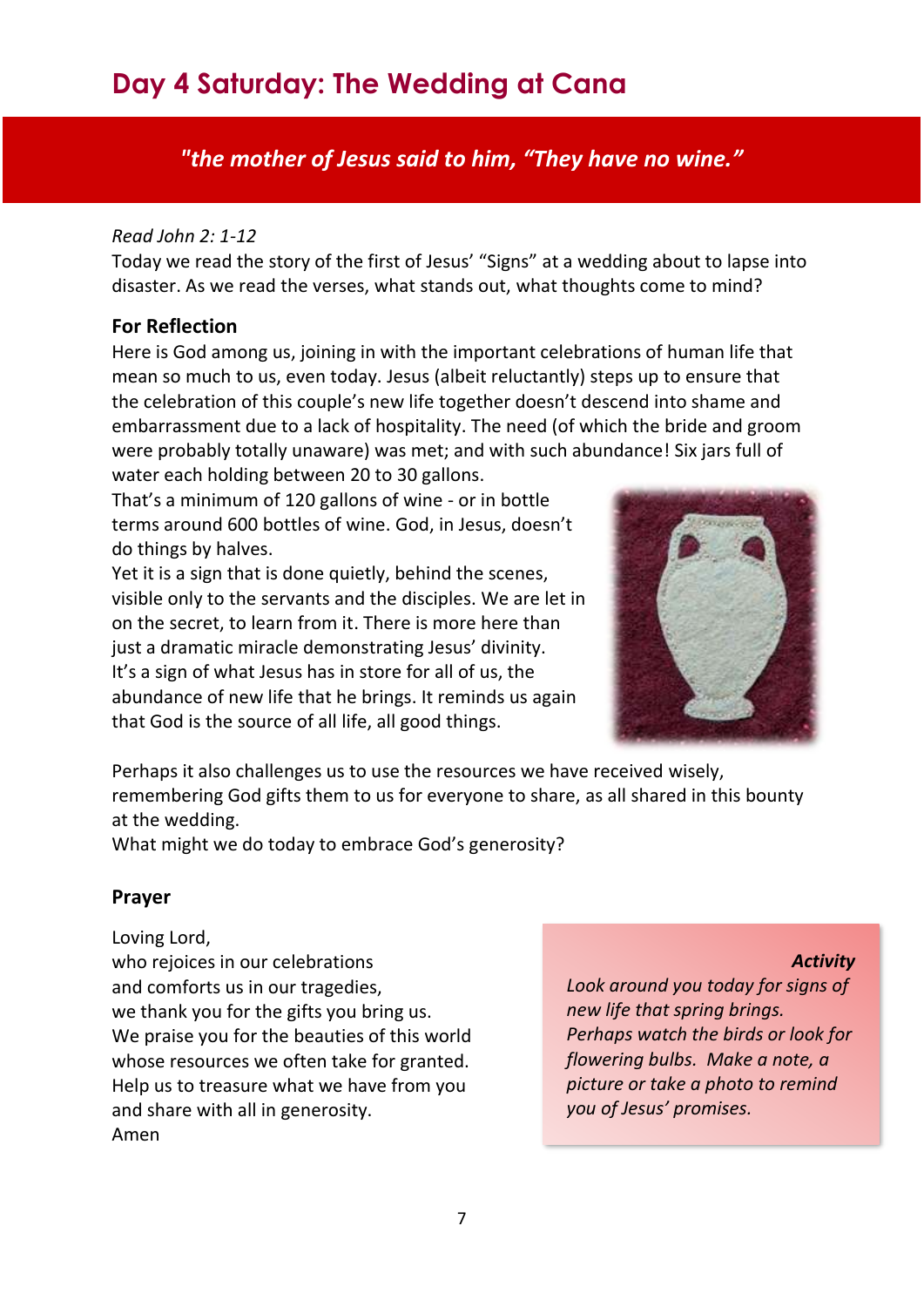# Day 4 Saturday: The Wedding at Cana

*"the mother of Jesus said to him, "They have no wine.""*

*Read John 2: 1-12*

Today we read the story of the first of Jesus' "Signs" at a wedding about to lapse into disaster. As we read the verses, what stands out, what thoughts come to mind?

**For Reflection**

Here is God among us, joining in with the important celebrations of human life that mean so much to us, even today. Jesus (albeit reluctantly) steps up to ensure that the celebration of this couple's new life together doesn't descend into shame and embarrassment due to a lack of hospitality. The need (of which the bride and groom were probably totally unaware) was met; and with such abundance! Six jars full of water each holding between 20 to 30 gallons.

That's a minimum of 120 gallons of wine - or in bottle terms around 600 bottles of wine. God, in Jesus, doesn't do things by halves.

Yet it is a sign that is done quietly, behind the scenes, visible only to the servants and the disciples. We are let in on the secret, to learn from it. There is more here than just a dramatic miracle demonstrating Jesus' divinity. It's a sign of what Jesus has in store for all of us, the abundance of new life that he brings. It reminds us again that God is the source of all life, all good things.

Perhaps it also challenges us to use the resources we have received wisely, remembering God gifts them to us for everyone to share, as all shared in this bounty at the wedding.

What might we do today to embrace God's generosity?

**Prayer**

Loving Lord,
who rejoices in our celebrations
and comforts us in our tragedies,
we thank you for the gifts you bring us.
We praise you for the beauties of this world
whose resources we often take for granted.
Help us to treasure what we have from you
and share with all in generosity.
Amen

***Activity***

*Look around you today for signs of new life that spring brings. Perhaps watch the birds or look for flowering bulbs. Make a note, a picture or take a photo to remind you of Jesus' promises.*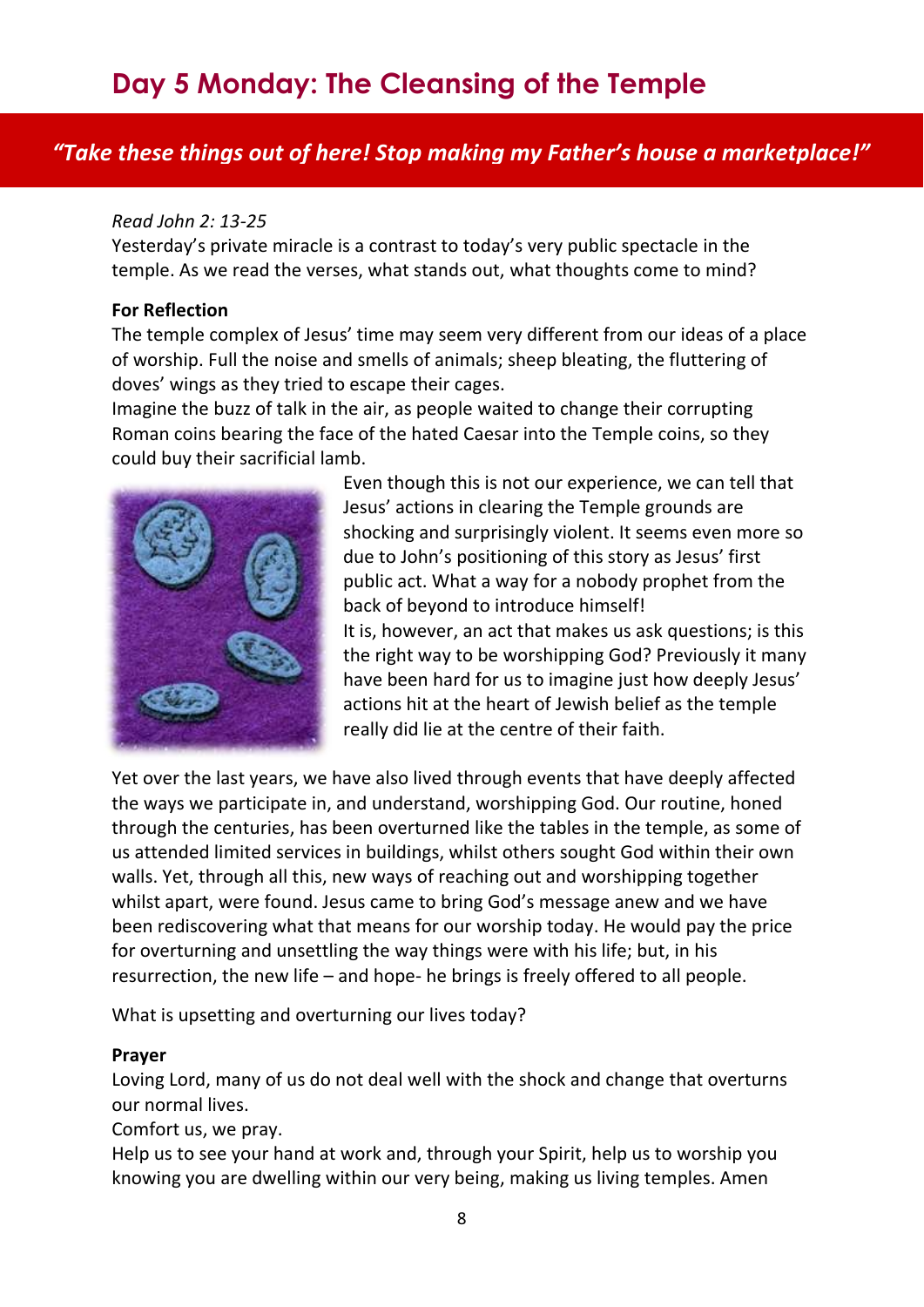# Day 5 Monday: The Cleansing of the Temple

***"Take these things out of here! Stop making my Father's house a marketplace!"***

*Read John 2: 13-25*

Yesterday's private miracle is a contrast to today's very public spectacle in the temple. As we read the verses, what stands out, what thoughts come to mind?

**For Reflection**

The temple complex of Jesus' time may seem very different from our ideas of a place of worship. Full the noise and smells of animals; sheep bleating, the fluttering of doves' wings as they tried to escape their cages.

Imagine the buzz of talk in the air, as people waited to change their corrupting Roman coins bearing the face of the hated Caesar into the Temple coins, so they could buy their sacrificial lamb.

Even though this is not our experience, we can tell that Jesus' actions in clearing the Temple grounds are shocking and surprisingly violent. It seems even more so due to John's positioning of this story as Jesus' first public act. What a way for a nobody prophet from the back of beyond to introduce himself!

It is, however, an act that makes us ask questions; is this the right way to be worshipping God? Previously it many have been hard for us to imagine just how deeply Jesus' actions hit at the heart of Jewish belief as the temple really did lie at the centre of their faith.

Yet over the last years, we have also lived through events that have deeply affected the ways we participate in, and understand, worshipping God. Our routine, honed through the centuries, has been overturned like the tables in the temple, as some of us attended limited services in buildings, whilst others sought God within their own walls. Yet, through all this, new ways of reaching out and worshipping together whilst apart, were found. Jesus came to bring God's message anew and we have been rediscovering what that means for our worship today. He would pay the price for overturning and unsettling the way things were with his life; but, in his resurrection, the new life – and hope- he brings is freely offered to all people.

What is upsetting and overturning our lives today?

**Prayer**

Loving Lord, many of us do not deal well with the shock and change that overturns our normal lives.

Comfort us, we pray.

Help us to see your hand at work and, through your Spirit, help us to worship you knowing you are dwelling within our very being, making us living temples. Amen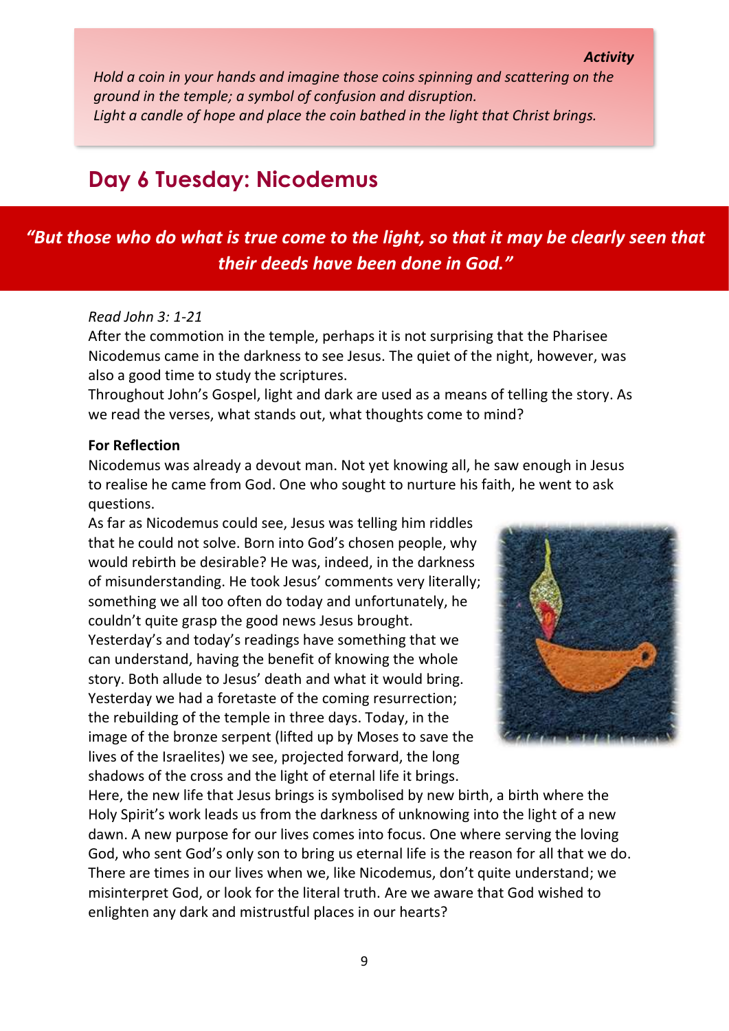***Activity***

*Hold a coin in your hands and imagine those coins spinning and scattering on the ground in the temple; a symbol of confusion and disruption.*
*Light a candle of hope and place the coin bathed in the light that Christ brings.*

## Day 6 Tuesday: Nicodemus

***"But those who do what is true come to the light, so that it may be clearly seen that their deeds have been done in God."***

*Read John 3: 1-21*

After the commotion in the temple, perhaps it is not surprising that the Pharisee Nicodemus came in the darkness to see Jesus. The quiet of the night, however, was also a good time to study the scriptures.

Throughout John's Gospel, light and dark are used as a means of telling the story. As we read the verses, what stands out, what thoughts come to mind?

**For Reflection**

Nicodemus was already a devout man. Not yet knowing all, he saw enough in Jesus to realise he came from God. One who sought to nurture his faith, he went to ask questions.

As far as Nicodemus could see, Jesus was telling him riddles that he could not solve. Born into God's chosen people, why would rebirth be desirable? He was, indeed, in the darkness of misunderstanding. He took Jesus' comments very literally; something we all too often do today and unfortunately, he couldn't quite grasp the good news Jesus brought.

Yesterday's and today's readings have something that we can understand, having the benefit of knowing the whole story. Both allude to Jesus' death and what it would bring. Yesterday we had a foretaste of the coming resurrection; the rebuilding of the temple in three days. Today, in the image of the bronze serpent (lifted up by Moses to save the lives of the Israelites) we see, projected forward, the long shadows of the cross and the light of eternal life it brings.

Here, the new life that Jesus brings is symbolised by new birth, a birth where the Holy Spirit's work leads us from the darkness of unknowing into the light of a new dawn. A new purpose for our lives comes into focus. One where serving the loving God, who sent God's only son to bring us eternal life is the reason for all that we do.

There are times in our lives when we, like Nicodemus, don't quite understand; we misinterpret God, or look for the literal truth. Are we aware that God wished to enlighten any dark and mistrustful places in our hearts?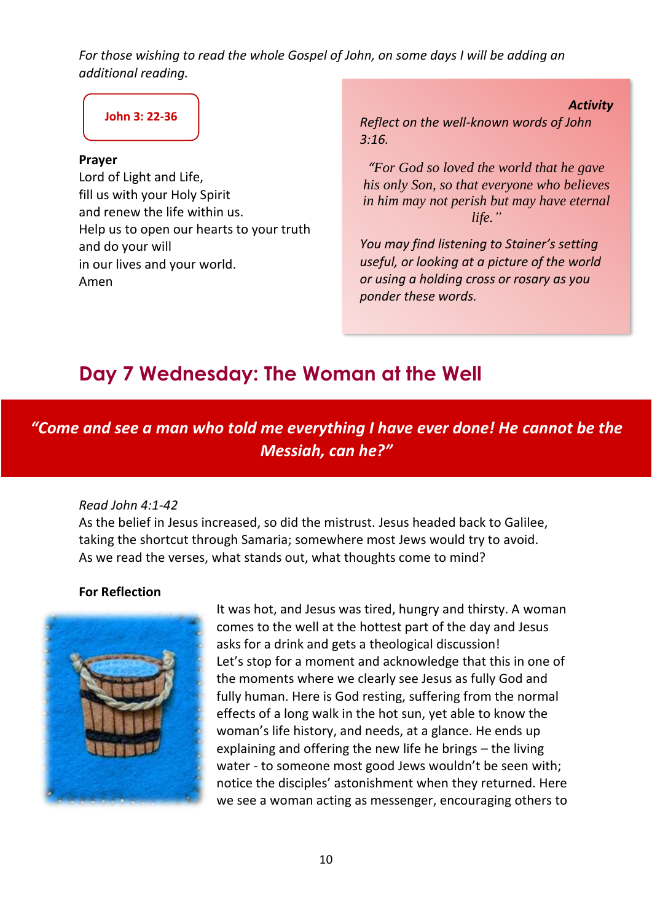*For those wishing to read the whole Gospel of John, on some days I will be adding an additional reading.*

**John 3: 22-36**

**Prayer**
Lord of Light and Life,
fill us with your Holy Spirit
and renew the life within us.
Help us to open our hearts to your truth
and do your will
in our lives and your world.
Amen

***Activity***

*Reflect on the well-known words of John 3:16.*

*"For God so loved the world that he gave his only Son, so that everyone who believes in him may not perish but may have eternal life."*

*You may find listening to Stainer's setting useful, or looking at a picture of the world or using a holding cross or rosary as you ponder these words.*

## Day 7 Wednesday: The Woman at the Well

***"Come and see a man who told me everything I have ever done! He cannot be the Messiah, can he?"***

*Read John 4:1-42*
As the belief in Jesus increased, so did the mistrust. Jesus headed back to Galilee, taking the shortcut through Samaria; somewhere most Jews would try to avoid.
As we read the verses, what stands out, what thoughts come to mind?

**For Reflection**

It was hot, and Jesus was tired, hungry and thirsty. A woman comes to the well at the hottest part of the day and Jesus asks for a drink and gets a theological discussion!
Let's stop for a moment and acknowledge that this in one of the moments where we clearly see Jesus as fully God and fully human. Here is God resting, suffering from the normal effects of a long walk in the hot sun, yet able to know the woman's life history, and needs, at a glance. He ends up explaining and offering the new life he brings – the living water - to someone most good Jews wouldn't be seen with; notice the disciples' astonishment when they returned. Here we see a woman acting as messenger, encouraging others to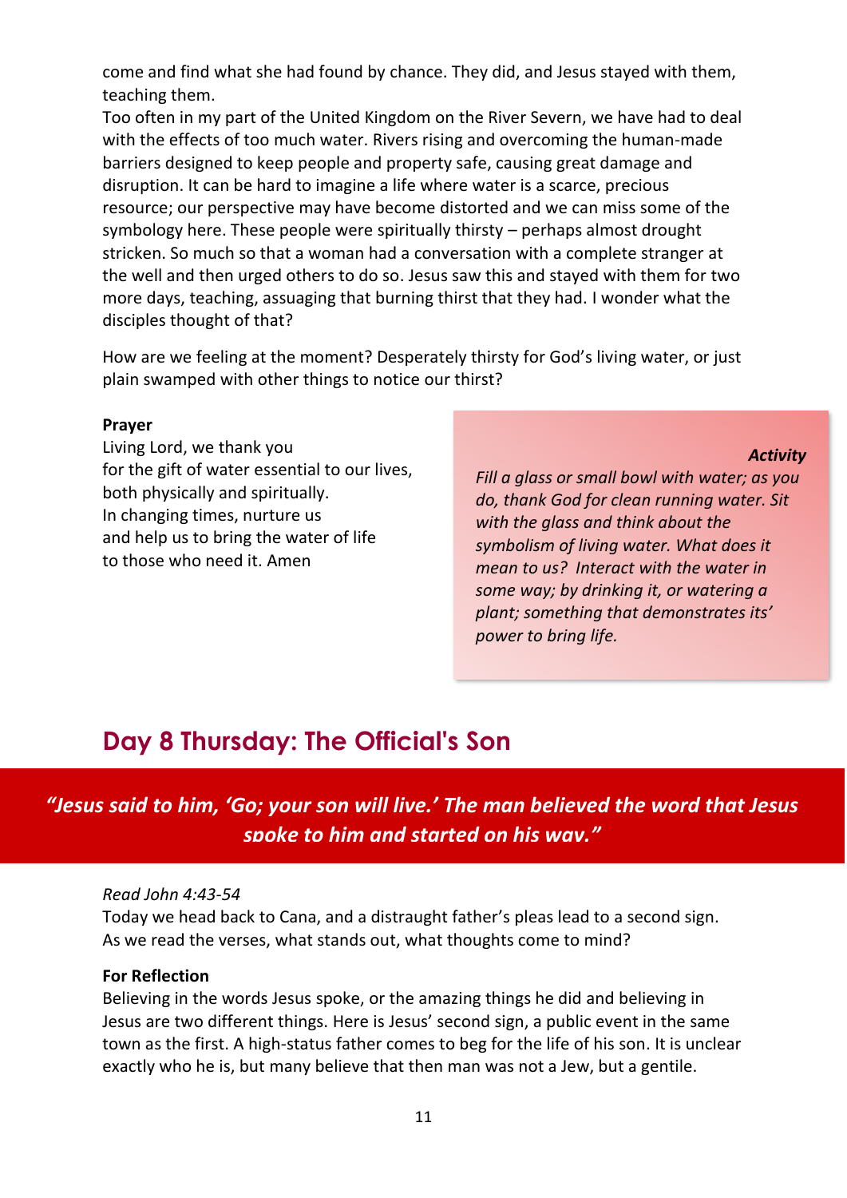come and find what she had found by chance. They did, and Jesus stayed with them, teaching them.

Too often in my part of the United Kingdom on the River Severn, we have had to deal with the effects of too much water. Rivers rising and overcoming the human-made barriers designed to keep people and property safe, causing great damage and disruption. It can be hard to imagine a life where water is a scarce, precious resource; our perspective may have become distorted and we can miss some of the symbology here. These people were spiritually thirsty – perhaps almost drought stricken. So much so that a woman had a conversation with a complete stranger at the well and then urged others to do so. Jesus saw this and stayed with them for two more days, teaching, assuaging that burning thirst that they had. I wonder what the disciples thought of that?

How are we feeling at the moment? Desperately thirsty for God's living water, or just plain swamped with other things to notice our thirst?

**Prayer**

Living Lord, we thank you
for the gift of water essential to our lives,
both physically and spiritually.
In changing times, nurture us
and help us to bring the water of life
to those who need it. Amen

***Activity***

*Fill a glass or small bowl with water; as you do, thank God for clean running water. Sit with the glass and think about the symbolism of living water. What does it mean to us? Interact with the water in some way; by drinking it, or watering a plant; something that demonstrates its' power to bring life.*

## Day 8 Thursday: The Official's Son

***"Jesus said to him, 'Go; your son will live.' The man believed the word that Jesus spoke to him and started on his way."***

*Read John 4:43-54*

Today we head back to Cana, and a distraught father's pleas lead to a second sign. As we read the verses, what stands out, what thoughts come to mind?

**For Reflection**

Believing in the words Jesus spoke, or the amazing things he did and believing in Jesus are two different things. Here is Jesus' second sign, a public event in the same town as the first. A high-status father comes to beg for the life of his son. It is unclear exactly who he is, but many believe that then man was not a Jew, but a gentile.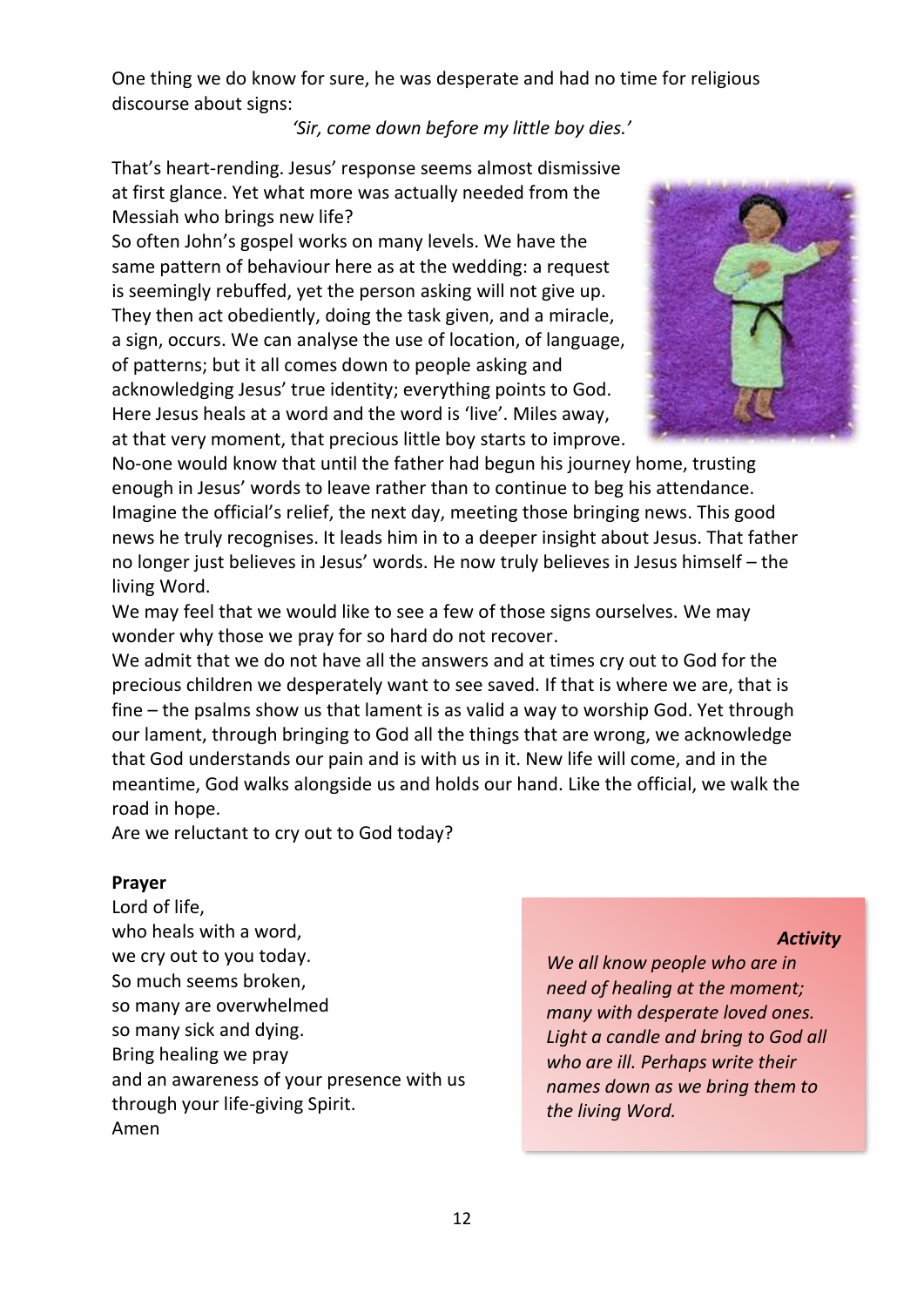One thing we do know for sure, he was desperate and had no time for religious discourse about signs:

*'Sir, come down before my little boy dies.'*

That's heart-rending. Jesus' response seems almost dismissive at first glance. Yet what more was actually needed from the Messiah who brings new life?

So often John's gospel works on many levels. We have the same pattern of behaviour here as at the wedding: a request is seemingly rebuffed, yet the person asking will not give up. They then act obediently, doing the task given, and a miracle, a sign, occurs. We can analyse the use of location, of language, of patterns; but it all comes down to people asking and acknowledging Jesus' true identity; everything points to God. Here Jesus heals at a word and the word is 'live'. Miles away, at that very moment, that precious little boy starts to improve. No-one would know that until the father had begun his journey home, trusting enough in Jesus' words to leave rather than to continue to beg his attendance. Imagine the official's relief, the next day, meeting those bringing news. This good news he truly recognises. It leads him in to a deeper insight about Jesus. That father no longer just believes in Jesus' words. He now truly believes in Jesus himself – the living Word.

We may feel that we would like to see a few of those signs ourselves. We may wonder why those we pray for so hard do not recover.

We admit that we do not have all the answers and at times cry out to God for the precious children we desperately want to see saved. If that is where we are, that is fine – the psalms show us that lament is as valid a way to worship God. Yet through our lament, through bringing to God all the things that are wrong, we acknowledge that God understands our pain and is with us in it. New life will come, and in the meantime, God walks alongside us and holds our hand. Like the official, we walk the road in hope.

Are we reluctant to cry out to God today?

**Prayer**

Lord of life,
who heals with a word,
we cry out to you today.
So much seems broken,
so many are overwhelmed
so many sick and dying.
Bring healing we pray
and an awareness of your presence with us
through your life-giving Spirit.
Amen

***Activity***

*We all know people who are in need of healing at the moment; many with desperate loved ones. Light a candle and bring to God all who are ill. Perhaps write their names down as we bring them to the living Word.*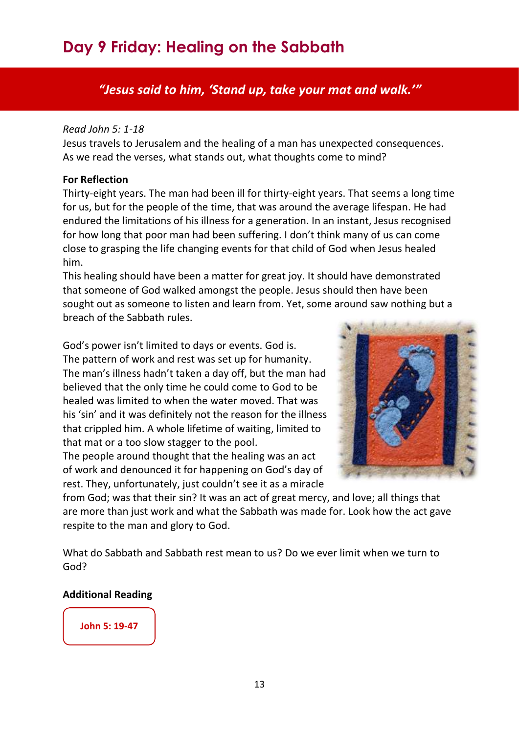# Day 9 Friday: Healing on the Sabbath

*"Jesus said to him, 'Stand up, take your mat and walk.'"*

*Read John 5: 1-18*

Jesus travels to Jerusalem and the healing of a man has unexpected consequences. As we read the verses, what stands out, what thoughts come to mind?

**For Reflection**

Thirty-eight years. The man had been ill for thirty-eight years. That seems a long time for us, but for the people of the time, that was around the average lifespan. He had endured the limitations of his illness for a generation. In an instant, Jesus recognised for how long that poor man had been suffering. I don't think many of us can come close to grasping the life changing events for that child of God when Jesus healed him.

This healing should have been a matter for great joy. It should have demonstrated that someone of God walked amongst the people. Jesus should then have been sought out as someone to listen and learn from. Yet, some around saw nothing but a breach of the Sabbath rules.

God's power isn't limited to days or events. God is. The pattern of work and rest was set up for humanity. The man's illness hadn't taken a day off, but the man had believed that the only time he could come to God to be healed was limited to when the water moved. That was his 'sin' and it was definitely not the reason for the illness that crippled him. A whole lifetime of waiting, limited to that mat or a too slow stagger to the pool.

The people around thought that the healing was an act of work and denounced it for happening on God's day of rest. They, unfortunately, just couldn't see it as a miracle from God; was that their sin? It was an act of great mercy, and love; all things that are more than just work and what the Sabbath was made for. Look how the act gave respite to the man and glory to God.

What do Sabbath and Sabbath rest mean to us? Do we ever limit when we turn to God?

**Additional Reading**

**John 5: 19-47**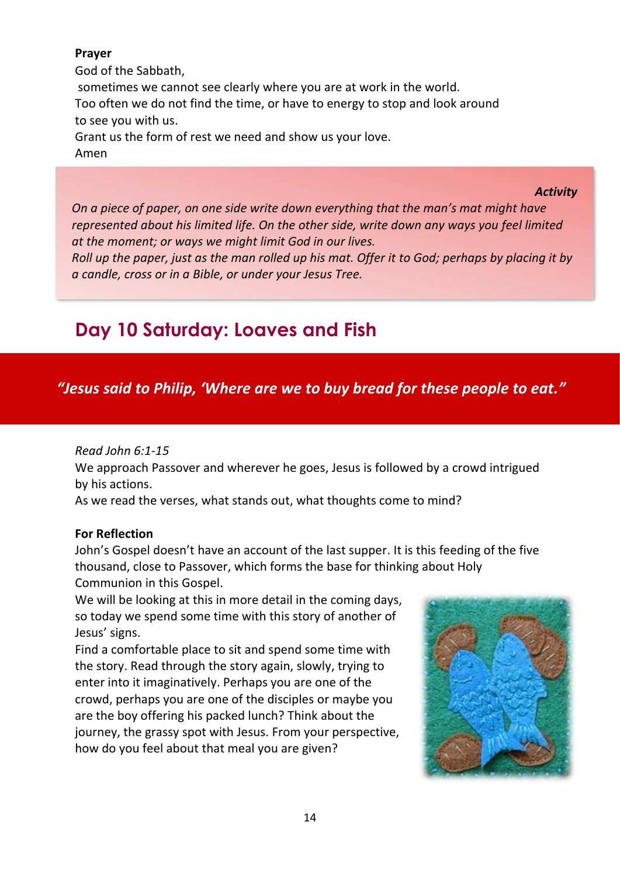**Prayer**

God of the Sabbath,
sometimes we cannot see clearly where you are at work in the world.
Too often we do not find the time, or have to energy to stop and look around to see you with us.
Grant us the form of rest we need and show us your love.
Amen

***Activity***

*On a piece of paper, on one side write down everything that the man's mat might have represented about his limited life. On the other side, write down any ways you feel limited at the moment; or ways we might limit God in our lives.*
*Roll up the paper, just as the man rolled up his mat. Offer it to God; perhaps by placing it by a candle, cross or in a Bible, or under your Jesus Tree.*

## Day 10 Saturday: Loaves and Fish

***"Jesus said to Philip, 'Where are we to buy bread for these people to eat."***

*Read John 6:1-15*

We approach Passover and wherever he goes, Jesus is followed by a crowd intrigued by his actions.

As we read the verses, what stands out, what thoughts come to mind?

**For Reflection**

John's Gospel doesn't have an account of the last supper. It is this feeding of the five thousand, close to Passover, which forms the base for thinking about Holy Communion in this Gospel.

We will be looking at this in more detail in the coming days, so today we spend some time with this story of another of Jesus' signs.

Find a comfortable place to sit and spend some time with the story. Read through the story again, slowly, trying to enter into it imaginatively. Perhaps you are one of the crowd, perhaps you are one of the disciples or maybe you are the boy offering his packed lunch? Think about the journey, the grassy spot with Jesus. From your perspective, how do you feel about that meal you are given?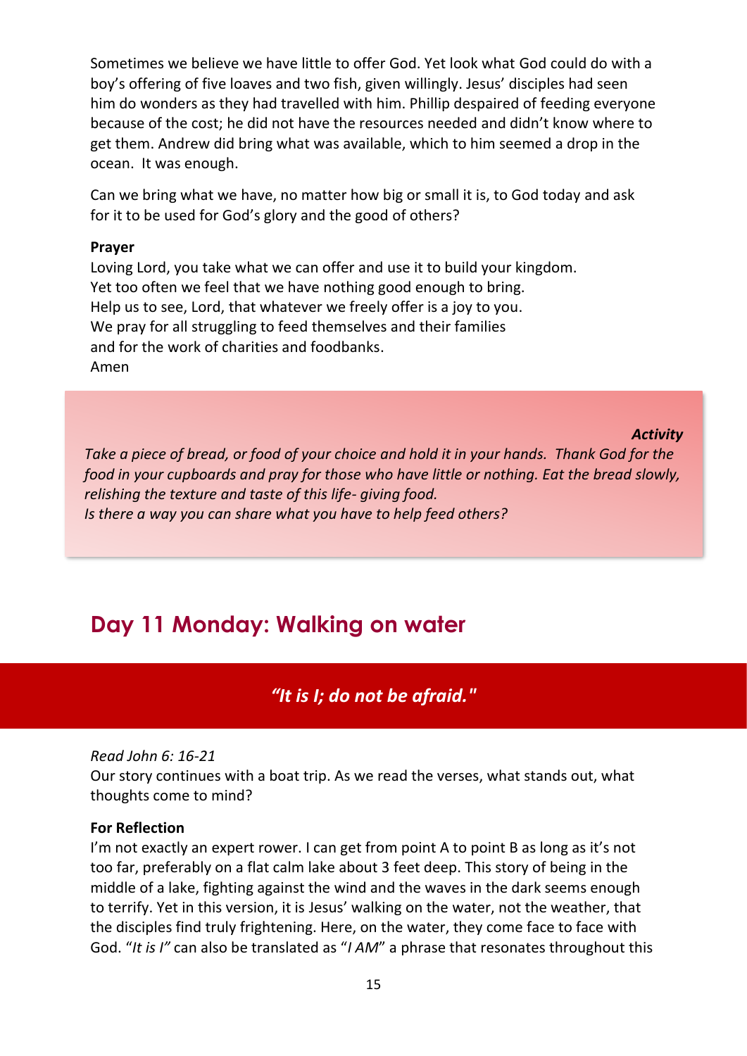Sometimes we believe we have little to offer God. Yet look what God could do with a boy's offering of five loaves and two fish, given willingly. Jesus' disciples had seen him do wonders as they had travelled with him. Phillip despaired of feeding everyone because of the cost; he did not have the resources needed and didn't know where to get them. Andrew did bring what was available, which to him seemed a drop in the ocean. It was enough.

Can we bring what we have, no matter how big or small it is, to God today and ask for it to be used for God's glory and the good of others?

**Prayer**

Loving Lord, you take what we can offer and use it to build your kingdom.
Yet too often we feel that we have nothing good enough to bring.
Help us to see, Lord, that whatever we freely offer is a joy to you.
We pray for all struggling to feed themselves and their families
and for the work of charities and foodbanks.
Amen

***Activity***

*Take a piece of bread, or food of your choice and hold it in your hands. Thank God for the food in your cupboards and pray for those who have little or nothing. Eat the bread slowly, relishing the texture and taste of this life- giving food.*
*Is there a way you can share what you have to help feed others?*

## Day 11 Monday: Walking on water

***"It is I; do not be afraid."***

*Read John 6: 16-21*
Our story continues with a boat trip. As we read the verses, what stands out, what thoughts come to mind?

**For Reflection**

I'm not exactly an expert rower. I can get from point A to point B as long as it's not too far, preferably on a flat calm lake about 3 feet deep. This story of being in the middle of a lake, fighting against the wind and the waves in the dark seems enough to terrify. Yet in this version, it is Jesus' walking on the water, not the weather, that the disciples find truly frightening. Here, on the water, they come face to face with God. "*It is I"* can also be translated as "*I AM*" a phrase that resonates throughout this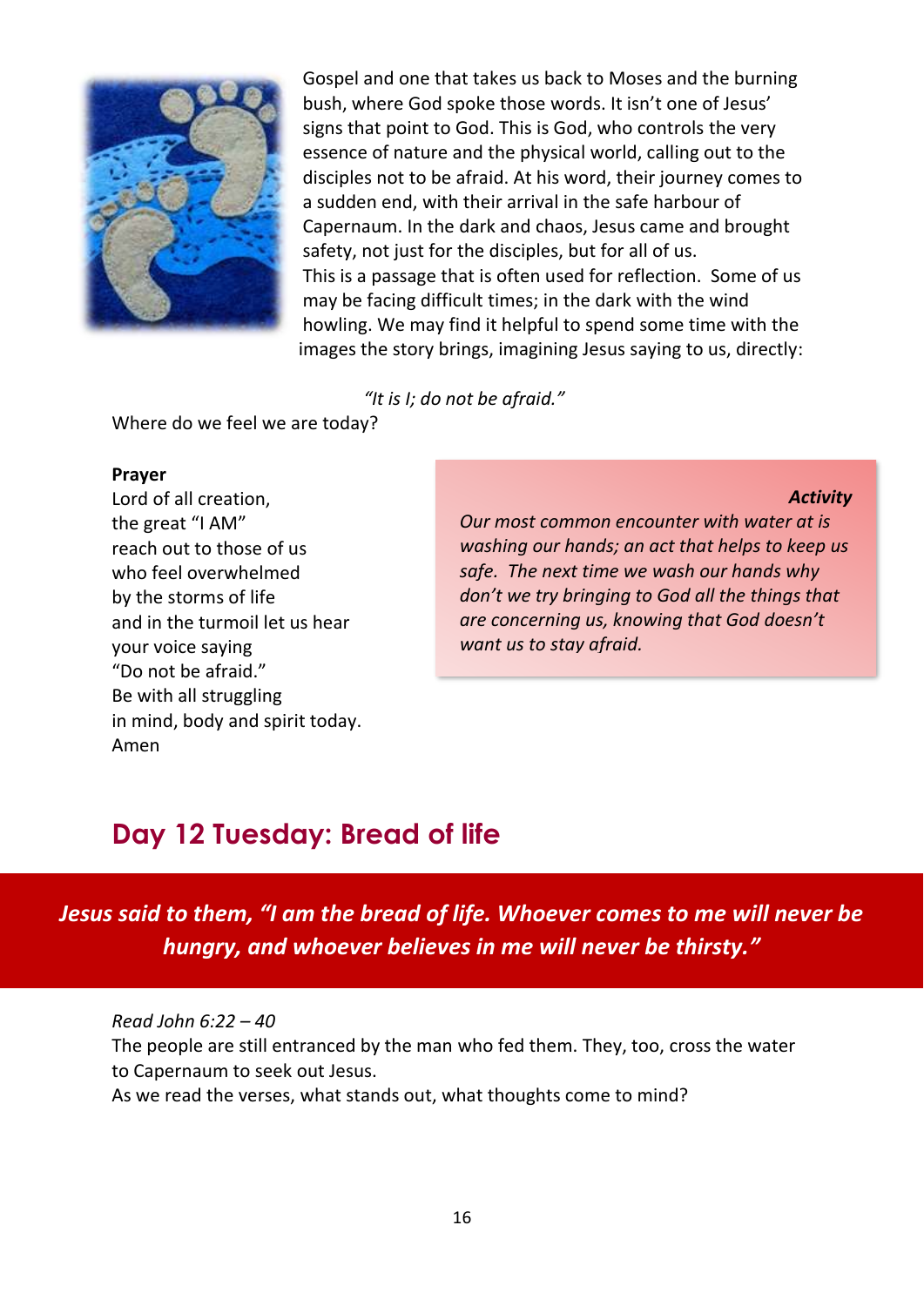Gospel and one that takes us back to Moses and the burning bush, where God spoke those words. It isn't one of Jesus' signs that point to God. This is God, who controls the very essence of nature and the physical world, calling out to the disciples not to be afraid. At his word, their journey comes to a sudden end, with their arrival in the safe harbour of Capernaum. In the dark and chaos, Jesus came and brought safety, not just for the disciples, but for all of us.

This is a passage that is often used for reflection. Some of us may be facing difficult times; in the dark with the wind howling. We may find it helpful to spend some time with the images the story brings, imagining Jesus saying to us, directly:

*"It is I; do not be afraid."*

Where do we feel we are today?

**Prayer**

Lord of all creation,
the great "I AM"
reach out to those of us
who feel overwhelmed
by the storms of life
and in the turmoil let us hear
your voice saying
"Do not be afraid."
Be with all struggling
in mind, body and spirit today.
Amen

***Activity***

*Our most common encounter with water at is washing our hands; an act that helps to keep us safe. The next time we wash our hands why don't we try bringing to God all the things that are concerning us, knowing that God doesn't want us to stay afraid.*

## Day 12 Tuesday: Bread of life

***Jesus said to them, "I am the bread of life. Whoever comes to me will never be hungry, and whoever believes in me will never be thirsty."***

*Read John 6:22 – 40*

The people are still entranced by the man who fed them. They, too, cross the water to Capernaum to seek out Jesus.

As we read the verses, what stands out, what thoughts come to mind?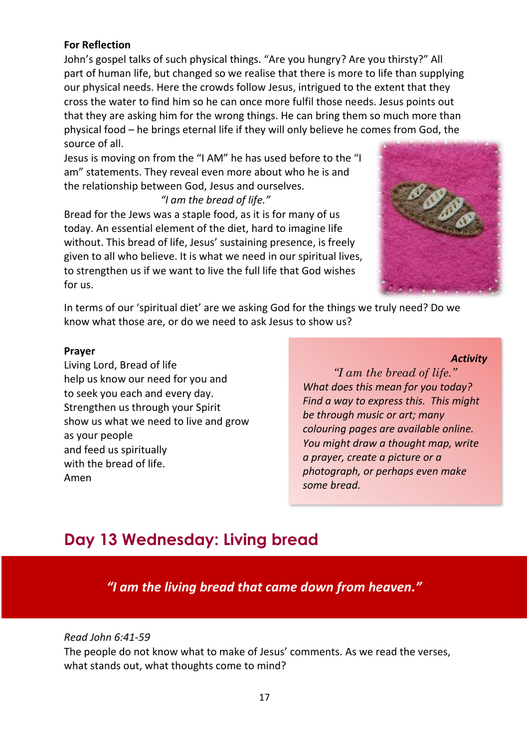**For Reflection**

John's gospel talks of such physical things. "Are you hungry? Are you thirsty?" All part of human life, but changed so we realise that there is more to life than supplying our physical needs. Here the crowds follow Jesus, intrigued to the extent that they cross the water to find him so he can once more fulfil those needs. Jesus points out that they are asking him for the wrong things. He can bring them so much more than physical food – he brings eternal life if they will only believe he comes from God, the source of all.

Jesus is moving on from the "I AM" he has used before to the "I am" statements. They reveal even more about who he is and the relationship between God, Jesus and ourselves.

*"I am the bread of life."*

Bread for the Jews was a staple food, as it is for many of us today. An essential element of the diet, hard to imagine life without. This bread of life, Jesus' sustaining presence, is freely given to all who believe. It is what we need in our spiritual lives, to strengthen us if we want to live the full life that God wishes for us.

In terms of our 'spiritual diet' are we asking God for the things we truly need? Do we know what those are, or do we need to ask Jesus to show us?

**Prayer**

Living Lord, Bread of life
help us know our need for you and
to seek you each and every day.
Strengthen us through your Spirit
show us what we need to live and grow
as your people
and feed us spiritually
with the bread of life.
Amen

***Activity***

*"I am the bread of life."*
*What does this mean for you today? Find a way to express this. This might be through music or art; many colouring pages are available online. You might draw a thought map, write a prayer, create a picture or a photograph, or perhaps even make some bread.*

## Day 13 Wednesday: Living bread

***"I am the living bread that came down from heaven."***

*Read John 6:41-59*

The people do not know what to make of Jesus' comments. As we read the verses, what stands out, what thoughts come to mind?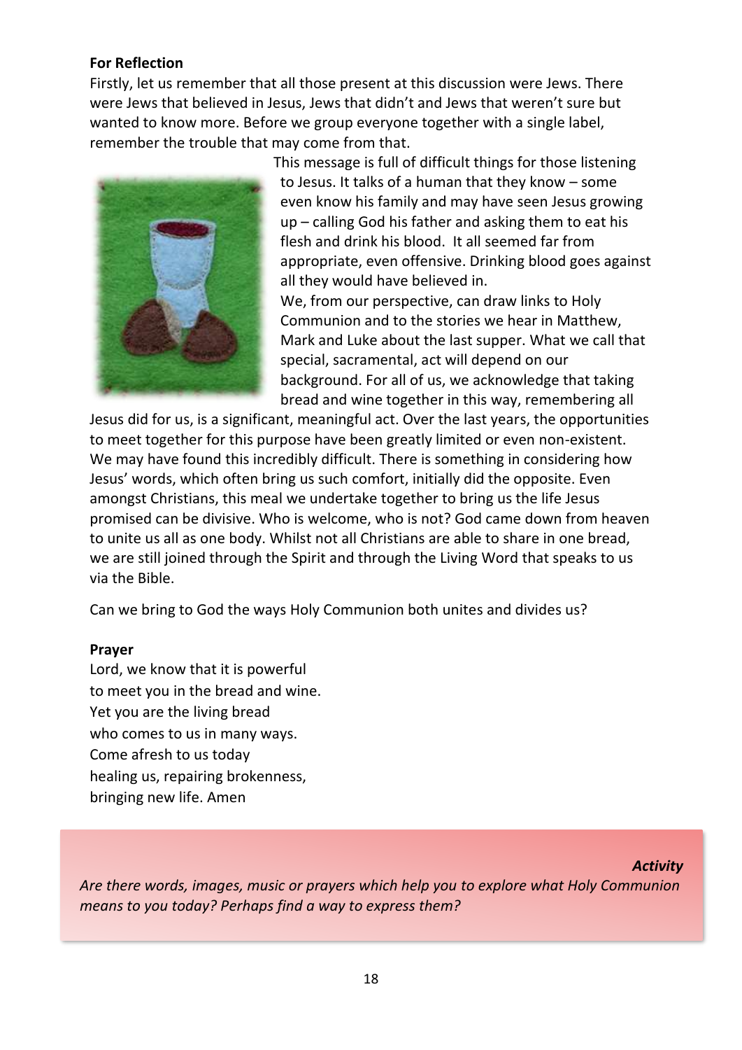**For Reflection**

Firstly, let us remember that all those present at this discussion were Jews. There were Jews that believed in Jesus, Jews that didn't and Jews that weren't sure but wanted to know more. Before we group everyone together with a single label, remember the trouble that may come from that.

This message is full of difficult things for those listening to Jesus. It talks of a human that they know – some even know his family and may have seen Jesus growing up – calling God his father and asking them to eat his flesh and drink his blood. It all seemed far from appropriate, even offensive. Drinking blood goes against all they would have believed in.

We, from our perspective, can draw links to Holy Communion and to the stories we hear in Matthew, Mark and Luke about the last supper. What we call that special, sacramental, act will depend on our background. For all of us, we acknowledge that taking bread and wine together in this way, remembering all Jesus did for us, is a significant, meaningful act. Over the last years, the opportunities to meet together for this purpose have been greatly limited or even non-existent. We may have found this incredibly difficult. There is something in considering how Jesus' words, which often bring us such comfort, initially did the opposite. Even amongst Christians, this meal we undertake together to bring us the life Jesus promised can be divisive. Who is welcome, who is not? God came down from heaven to unite us all as one body. Whilst not all Christians are able to share in one bread, we are still joined through the Spirit and through the Living Word that speaks to us via the Bible.

Can we bring to God the ways Holy Communion both unites and divides us?

**Prayer**

Lord, we know that it is powerful
to meet you in the bread and wine.
Yet you are the living bread
who comes to us in many ways.
Come afresh to us today
healing us, repairing brokenness,
bringing new life. Amen

***Activity***

*Are there words, images, music or prayers which help you to explore what Holy Communion means to you today? Perhaps find a way to express them?*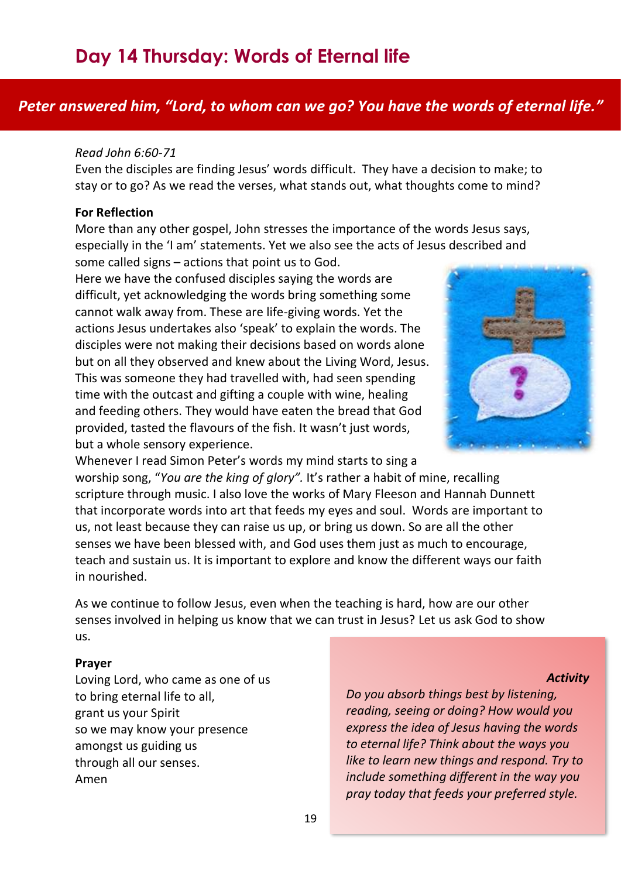# Day 14 Thursday: Words of Eternal life

***Peter answered him, "Lord, to whom can we go? You have the words of eternal life."***

*Read John 6:60-71*

Even the disciples are finding Jesus' words difficult. They have a decision to make; to stay or to go? As we read the verses, what stands out, what thoughts come to mind?

**For Reflection**

More than any other gospel, John stresses the importance of the words Jesus says, especially in the 'I am' statements. Yet we also see the acts of Jesus described and some called signs – actions that point us to God.

Here we have the confused disciples saying the words are difficult, yet acknowledging the words bring something some cannot walk away from. These are life-giving words. Yet the actions Jesus undertakes also 'speak' to explain the words. The disciples were not making their decisions based on words alone but on all they observed and knew about the Living Word, Jesus. This was someone they had travelled with, had seen spending time with the outcast and gifting a couple with wine, healing and feeding others. They would have eaten the bread that God provided, tasted the flavours of the fish. It wasn't just words, but a whole sensory experience.

Whenever I read Simon Peter's words my mind starts to sing a worship song, "*You are the king of glory".* It's rather a habit of mine, recalling scripture through music. I also love the works of Mary Fleeson and Hannah Dunnett that incorporate words into art that feeds my eyes and soul. Words are important to us, not least because they can raise us up, or bring us down. So are all the other senses we have been blessed with, and God uses them just as much to encourage, teach and sustain us. It is important to explore and know the different ways our faith in nourished.

As we continue to follow Jesus, even when the teaching is hard, how are our other senses involved in helping us know that we can trust in Jesus? Let us ask God to show us.

**Prayer**

Loving Lord, who came as one of us
to bring eternal life to all,
grant us your Spirit
so we may know your presence
amongst us guiding us
through all our senses.
Amen

***Activity***

*Do you absorb things best by listening, reading, seeing or doing? How would you express the idea of Jesus having the words to eternal life? Think about the ways you like to learn new things and respond. Try to include something different in the way you pray today that feeds your preferred style.*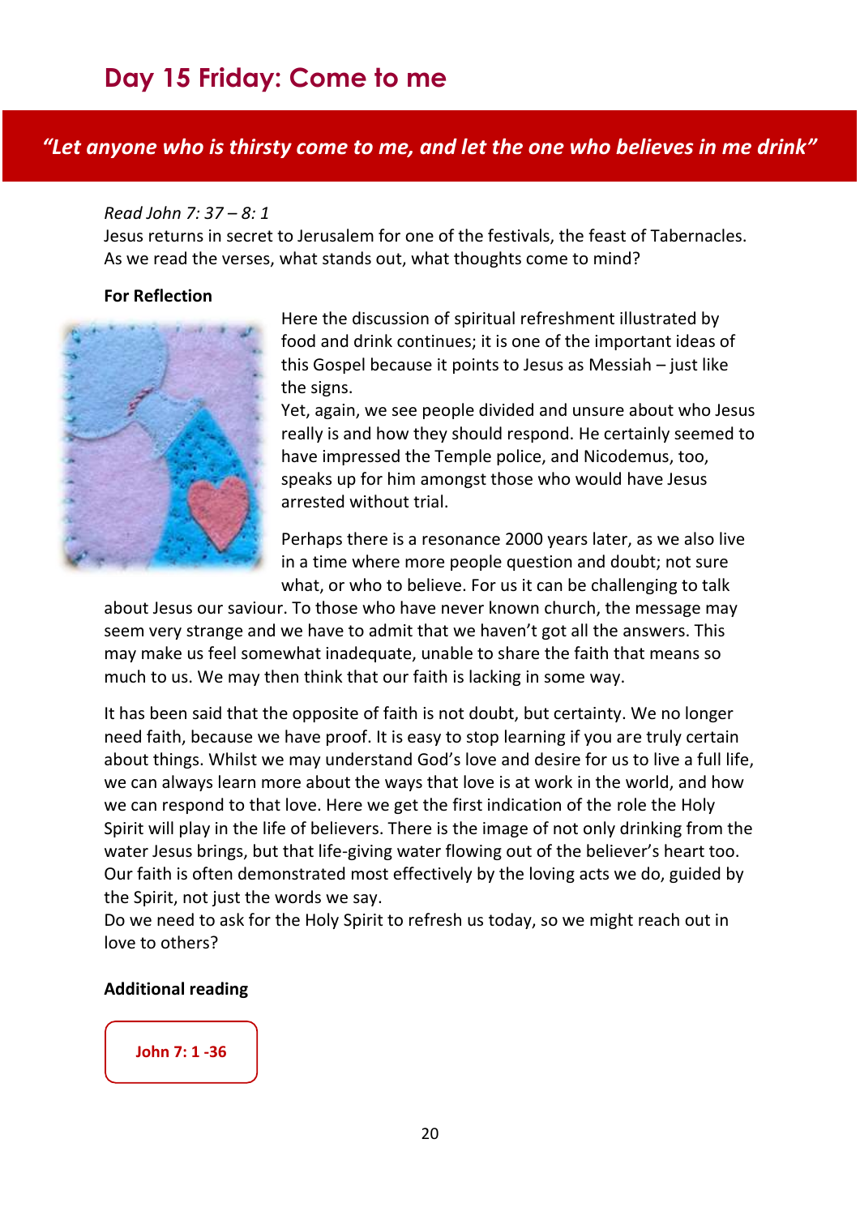# Day 15 Friday: Come to me

***"Let anyone who is thirsty come to me, and let the one who believes in me drink"***

*Read John 7: 37 – 8: 1*
Jesus returns in secret to Jerusalem for one of the festivals, the feast of Tabernacles. As we read the verses, what stands out, what thoughts come to mind?

**For Reflection**

Here the discussion of spiritual refreshment illustrated by food and drink continues; it is one of the important ideas of this Gospel because it points to Jesus as Messiah – just like the signs.
Yet, again, we see people divided and unsure about who Jesus really is and how they should respond. He certainly seemed to have impressed the Temple police, and Nicodemus, too, speaks up for him amongst those who would have Jesus arrested without trial.

Perhaps there is a resonance 2000 years later, as we also live in a time where more people question and doubt; not sure what, or who to believe. For us it can be challenging to talk about Jesus our saviour. To those who have never known church, the message may seem very strange and we have to admit that we haven't got all the answers. This may make us feel somewhat inadequate, unable to share the faith that means so much to us. We may then think that our faith is lacking in some way.

It has been said that the opposite of faith is not doubt, but certainty. We no longer need faith, because we have proof. It is easy to stop learning if you are truly certain about things. Whilst we may understand God's love and desire for us to live a full life, we can always learn more about the ways that love is at work in the world, and how we can respond to that love. Here we get the first indication of the role the Holy Spirit will play in the life of believers. There is the image of not only drinking from the water Jesus brings, but that life-giving water flowing out of the believer's heart too. Our faith is often demonstrated most effectively by the loving acts we do, guided by the Spirit, not just the words we say.
Do we need to ask for the Holy Spirit to refresh us today, so we might reach out in love to others?

**Additional reading**

**John 7: 1 -36**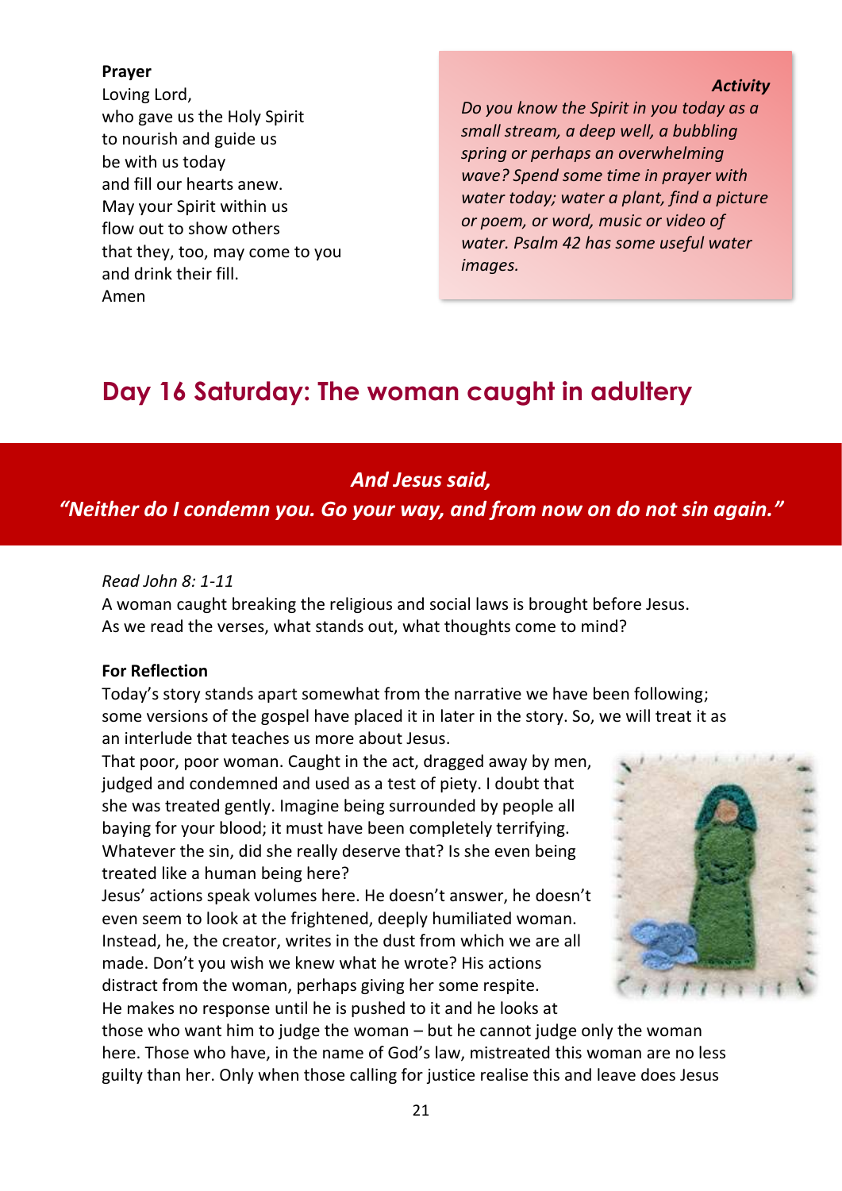**Prayer**

Loving Lord,
who gave us the Holy Spirit
to nourish and guide us
be with us today
and fill our hearts anew.
May your Spirit within us
flow out to show others
that they, too, may come to you
and drink their fill.
Amen

***Activity***

*Do you know the Spirit in you today as a small stream, a deep well, a bubbling spring or perhaps an overwhelming wave? Spend some time in prayer with water today; water a plant, find a picture or poem, or word, music or video of water. Psalm 42 has some useful water images.*

## Day 16 Saturday: The woman caught in adultery

***And Jesus said,***
***"Neither do I condemn you. Go your way, and from now on do not sin again."***

*Read John 8: 1-11*

A woman caught breaking the religious and social laws is brought before Jesus. As we read the verses, what stands out, what thoughts come to mind?

**For Reflection**

Today's story stands apart somewhat from the narrative we have been following; some versions of the gospel have placed it in later in the story. So, we will treat it as an interlude that teaches us more about Jesus.

That poor, poor woman. Caught in the act, dragged away by men, judged and condemned and used as a test of piety. I doubt that she was treated gently. Imagine being surrounded by people all baying for your blood; it must have been completely terrifying. Whatever the sin, did she really deserve that? Is she even being treated like a human being here?

Jesus' actions speak volumes here. He doesn't answer, he doesn't even seem to look at the frightened, deeply humiliated woman. Instead, he, the creator, writes in the dust from which we are all made. Don't you wish we knew what he wrote? His actions distract from the woman, perhaps giving her some respite. He makes no response until he is pushed to it and he looks at those who want him to judge the woman – but he cannot judge only the woman here. Those who have, in the name of God's law, mistreated this woman are no less guilty than her. Only when those calling for justice realise this and leave does Jesus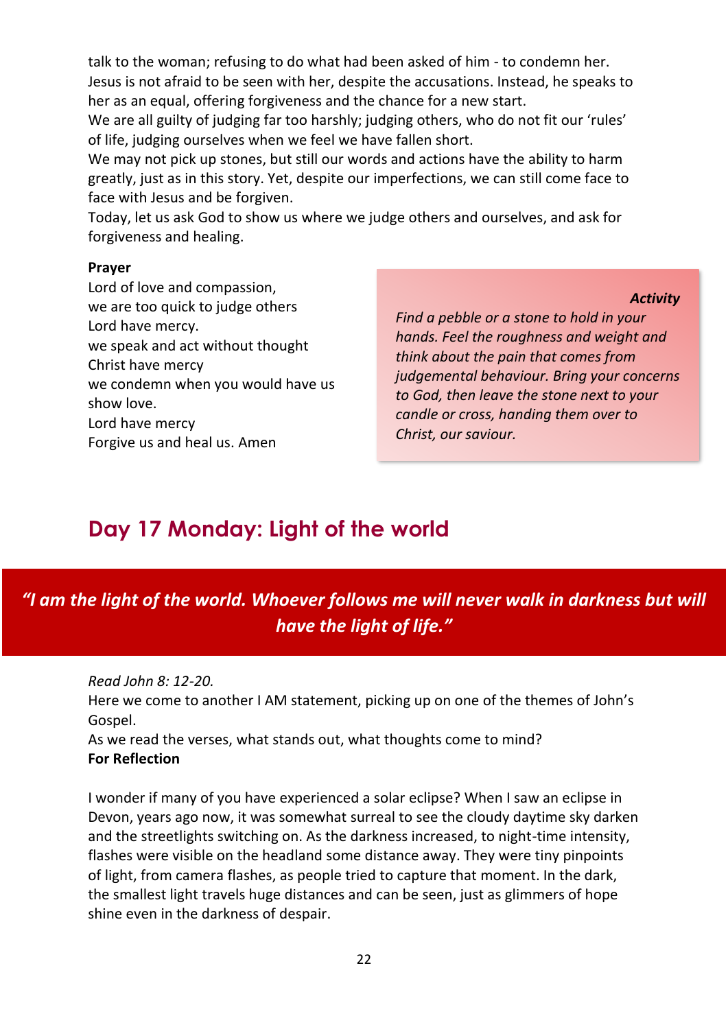talk to the woman; refusing to do what had been asked of him - to condemn her. Jesus is not afraid to be seen with her, despite the accusations. Instead, he speaks to her as an equal, offering forgiveness and the chance for a new start.
We are all guilty of judging far too harshly; judging others, who do not fit our 'rules' of life, judging ourselves when we feel we have fallen short.
We may not pick up stones, but still our words and actions have the ability to harm greatly, just as in this story. Yet, despite our imperfections, we can still come face to face with Jesus and be forgiven.
Today, let us ask God to show us where we judge others and ourselves, and ask for forgiveness and healing.

**Prayer**

Lord of love and compassion,
we are too quick to judge others
Lord have mercy.
we speak and act without thought
Christ have mercy
we condemn when you would have us show love.
Lord have mercy
Forgive us and heal us. Amen

***Activity***

*Find a pebble or a stone to hold in your hands. Feel the roughness and weight and think about the pain that comes from judgemental behaviour. Bring your concerns to God, then leave the stone next to your candle or cross, handing them over to Christ, our saviour.*

## Day 17 Monday: Light of the world

***"I am the light of the world. Whoever follows me will never walk in darkness but will have the light of life."***

*Read John 8: 12-20.*
Here we come to another I AM statement, picking up on one of the themes of John's Gospel.
As we read the verses, what stands out, what thoughts come to mind?

**For Reflection**

I wonder if many of you have experienced a solar eclipse? When I saw an eclipse in Devon, years ago now, it was somewhat surreal to see the cloudy daytime sky darken and the streetlights switching on. As the darkness increased, to night-time intensity, flashes were visible on the headland some distance away. They were tiny pinpoints of light, from camera flashes, as people tried to capture that moment. In the dark, the smallest light travels huge distances and can be seen, just as glimmers of hope shine even in the darkness of despair.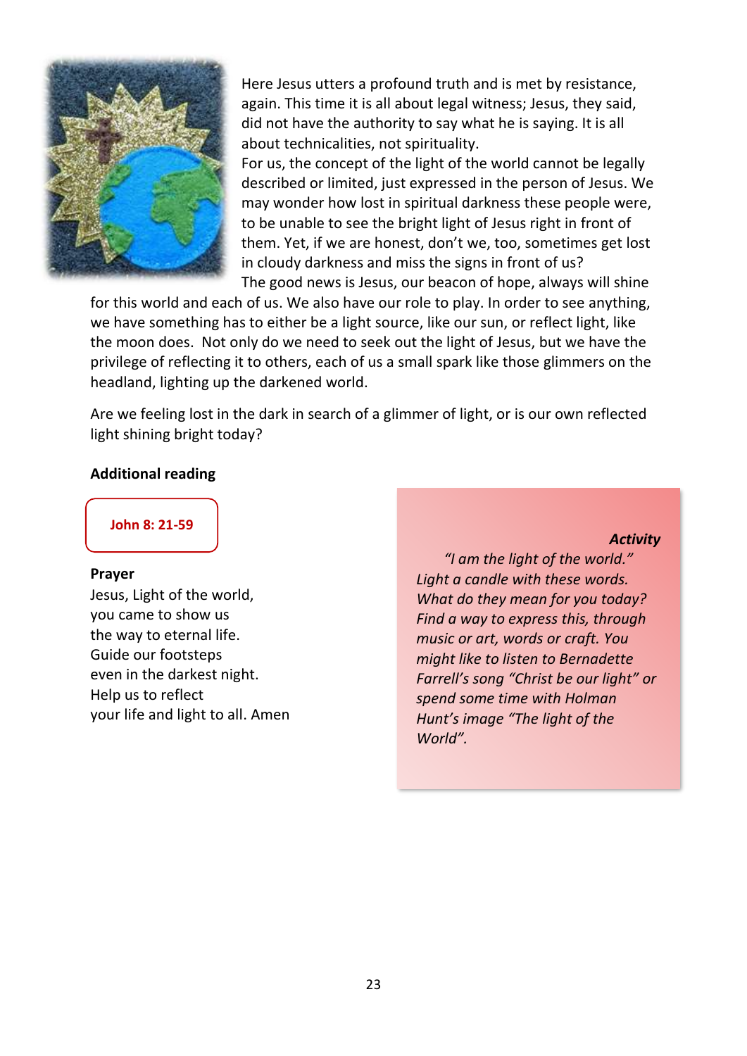Here Jesus utters a profound truth and is met by resistance, again. This time it is all about legal witness; Jesus, they said, did not have the authority to say what he is saying. It is all about technicalities, not spirituality.

For us, the concept of the light of the world cannot be legally described or limited, just expressed in the person of Jesus. We may wonder how lost in spiritual darkness these people were, to be unable to see the bright light of Jesus right in front of them. Yet, if we are honest, don't we, too, sometimes get lost in cloudy darkness and miss the signs in front of us?

The good news is Jesus, our beacon of hope, always will shine for this world and each of us. We also have our role to play. In order to see anything, we have something has to either be a light source, like our sun, or reflect light, like the moon does. Not only do we need to seek out the light of Jesus, but we have the privilege of reflecting it to others, each of us a small spark like those glimmers on the headland, lighting up the darkened world.

Are we feeling lost in the dark in search of a glimmer of light, or is our own reflected light shining bright today?

**Additional reading**

**John 8: 21-59**

**Prayer**

Jesus, Light of the world,
you came to show us
the way to eternal life.
Guide our footsteps
even in the darkest night.
Help us to reflect
your life and light to all. Amen

***Activity***

*"I am the light of the world." Light a candle with these words. What do they mean for you today? Find a way to express this, through music or art, words or craft. You might like to listen to Bernadette Farrell's song "Christ be our light" or spend some time with Holman Hunt's image "The light of the World".*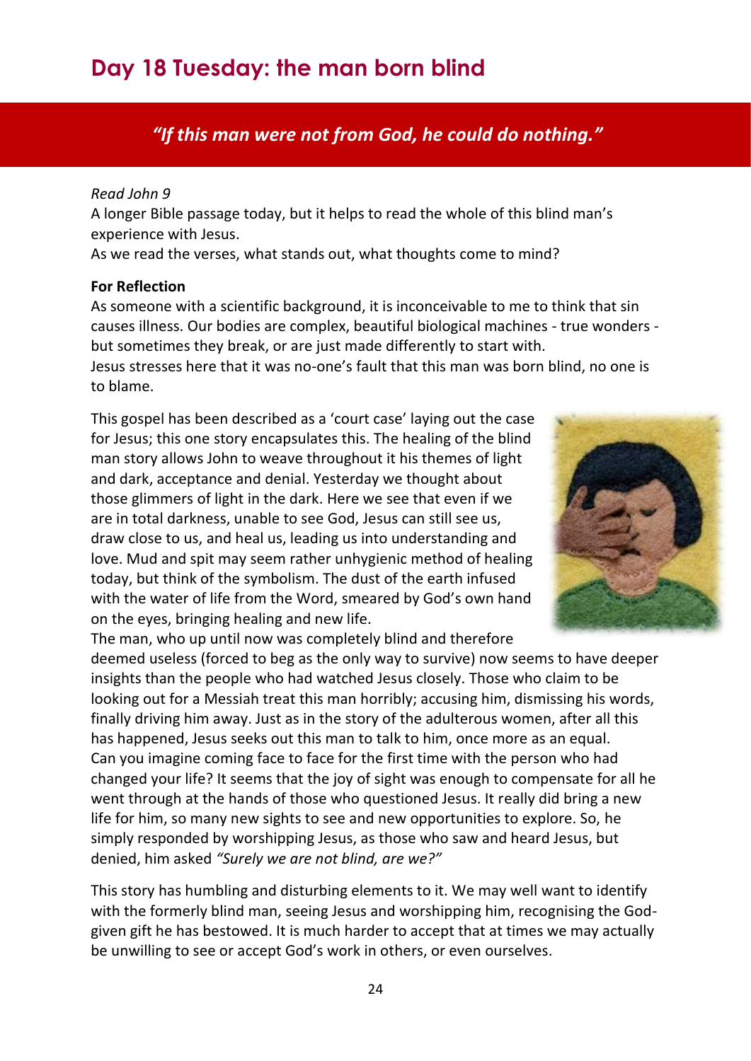# Day 18 Tuesday: the man born blind

***"If this man were not from God, he could do nothing."***

*Read John 9*

A longer Bible passage today, but it helps to read the whole of this blind man's experience with Jesus.

As we read the verses, what stands out, what thoughts come to mind?

**For Reflection**

As someone with a scientific background, it is inconceivable to me to think that sin causes illness. Our bodies are complex, beautiful biological machines - true wonders - but sometimes they break, or are just made differently to start with.

Jesus stresses here that it was no-one's fault that this man was born blind, no one is to blame.

This gospel has been described as a 'court case' laying out the case for Jesus; this one story encapsulates this. The healing of the blind man story allows John to weave throughout it his themes of light and dark, acceptance and denial. Yesterday we thought about those glimmers of light in the dark. Here we see that even if we are in total darkness, unable to see God, Jesus can still see us, draw close to us, and heal us, leading us into understanding and love. Mud and spit may seem rather unhygienic method of healing today, but think of the symbolism. The dust of the earth infused with the water of life from the Word, smeared by God's own hand on the eyes, bringing healing and new life.

The man, who up until now was completely blind and therefore deemed useless (forced to beg as the only way to survive) now seems to have deeper insights than the people who had watched Jesus closely. Those who claim to be looking out for a Messiah treat this man horribly; accusing him, dismissing his words, finally driving him away. Just as in the story of the adulterous women, after all this has happened, Jesus seeks out this man to talk to him, once more as an equal. Can you imagine coming face to face for the first time with the person who had changed your life? It seems that the joy of sight was enough to compensate for all he went through at the hands of those who questioned Jesus. It really did bring a new life for him, so many new sights to see and new opportunities to explore. So, he simply responded by worshipping Jesus, as those who saw and heard Jesus, but denied, him asked *"Surely we are not blind, are we?"*

This story has humbling and disturbing elements to it. We may well want to identify with the formerly blind man, seeing Jesus and worshipping him, recognising the God-given gift he has bestowed. It is much harder to accept that at times we may actually be unwilling to see or accept God's work in others, or even ourselves.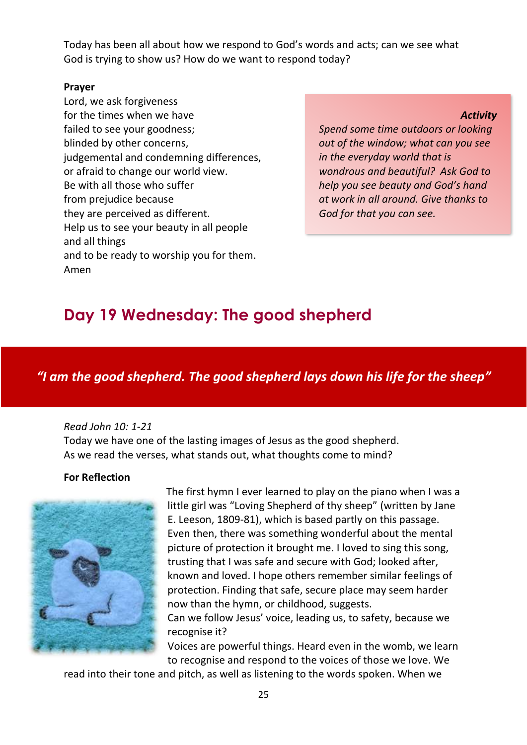Today has been all about how we respond to God's words and acts; can we see what God is trying to show us? How do we want to respond today?

**Prayer**

Lord, we ask forgiveness
for the times when we have
failed to see your goodness;
blinded by other concerns,
judgemental and condemning differences,
or afraid to change our world view.
Be with all those who suffer
from prejudice because
they are perceived as different.
Help us to see your beauty in all people
and all things
and to be ready to worship you for them.
Amen

***Activity***

*Spend some time outdoors or looking out of the window; what can you see in the everyday world that is wondrous and beautiful? Ask God to help you see beauty and God's hand at work in all around. Give thanks to God for that you can see.*

## Day 19 Wednesday: The good shepherd

***"I am the good shepherd. The good shepherd lays down his life for the sheep"***

*Read John 10: 1-21*

Today we have one of the lasting images of Jesus as the good shepherd. As we read the verses, what stands out, what thoughts come to mind?

**For Reflection**

The first hymn I ever learned to play on the piano when I was a little girl was "Loving Shepherd of thy sheep" (written by Jane E. Leeson, 1809-81), which is based partly on this passage. Even then, there was something wonderful about the mental picture of protection it brought me. I loved to sing this song, trusting that I was safe and secure with God; looked after, known and loved. I hope others remember similar feelings of protection. Finding that safe, secure place may seem harder now than the hymn, or childhood, suggests.

Can we follow Jesus' voice, leading us, to safety, because we recognise it?

Voices are powerful things. Heard even in the womb, we learn to recognise and respond to the voices of those we love. We read into their tone and pitch, as well as listening to the words spoken. When we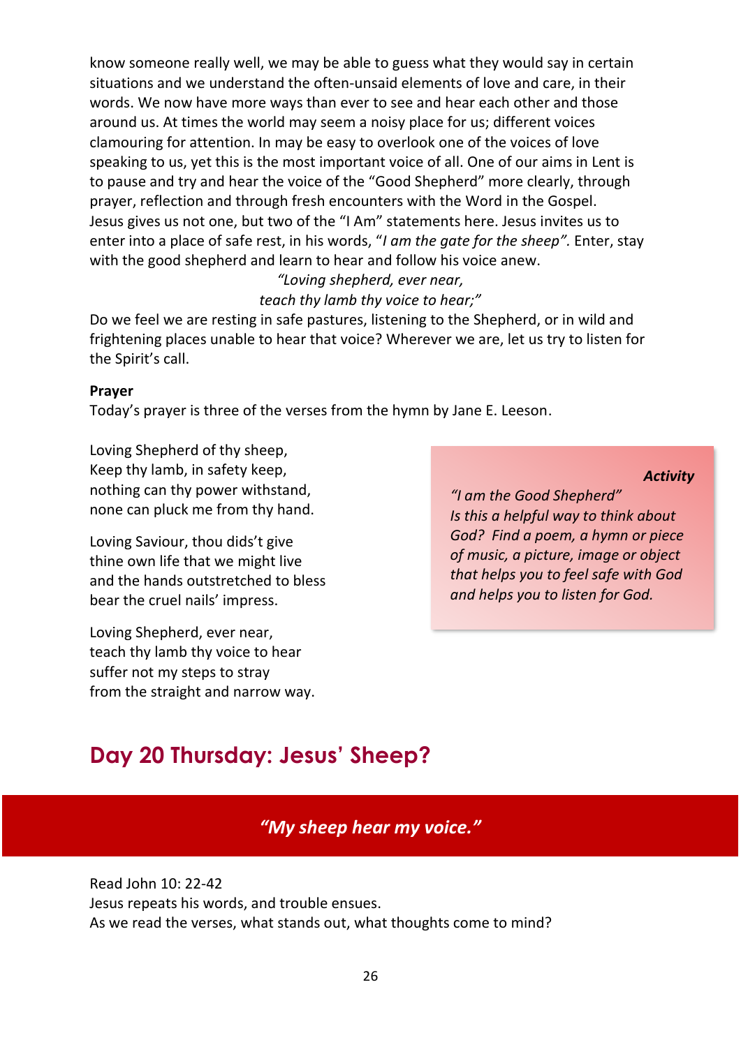know someone really well, we may be able to guess what they would say in certain situations and we understand the often-unsaid elements of love and care, in their words. We now have more ways than ever to see and hear each other and those around us. At times the world may seem a noisy place for us; different voices clamouring for attention. In may be easy to overlook one of the voices of love speaking to us, yet this is the most important voice of all. One of our aims in Lent is to pause and try and hear the voice of the "Good Shepherd" more clearly, through prayer, reflection and through fresh encounters with the Word in the Gospel. Jesus gives us not one, but two of the "I Am" statements here. Jesus invites us to enter into a place of safe rest, in his words, "*I am the gate for the sheep".* Enter, stay with the good shepherd and learn to hear and follow his voice anew.

*"Loving shepherd, ever near,*
*teach thy lamb thy voice to hear;"*

Do we feel we are resting in safe pastures, listening to the Shepherd, or in wild and frightening places unable to hear that voice? Wherever we are, let us try to listen for the Spirit's call.

**Prayer**

Today's prayer is three of the verses from the hymn by Jane E. Leeson.

Loving Shepherd of thy sheep,
Keep thy lamb, in safety keep,
nothing can thy power withstand,
none can pluck me from thy hand.

Loving Saviour, thou did's't give
thine own life that we might live
and the hands outstretched to bless
bear the cruel nails' impress.

Loving Shepherd, ever near,
teach thy lamb thy voice to hear
suffer not my steps to stray
from the straight and narrow way.

***Activity***

*"I am the Good Shepherd"*
*Is this a helpful way to think about God? Find a poem, a hymn or piece of music, a picture, image or object that helps you to feel safe with God and helps you to listen for God.*

## Day 20 Thursday: Jesus' Sheep?

***"My sheep hear my voice."***

Read John 10: 22-42
Jesus repeats his words, and trouble ensues.
As we read the verses, what stands out, what thoughts come to mind?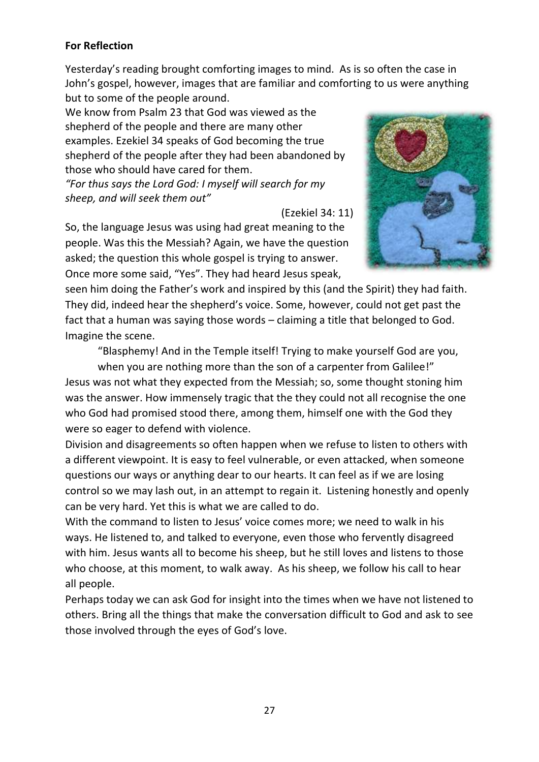**For Reflection**

Yesterday's reading brought comforting images to mind. As is so often the case in John's gospel, however, images that are familiar and comforting to us were anything but to some of the people around.

We know from Psalm 23 that God was viewed as the shepherd of the people and there are many other examples. Ezekiel 34 speaks of God becoming the true shepherd of the people after they had been abandoned by those who should have cared for them.

*"For thus says the Lord God: I myself will search for my sheep, and will seek them out"*

(Ezekiel 34: 11)

So, the language Jesus was using had great meaning to the people. Was this the Messiah? Again, we have the question asked; the question this whole gospel is trying to answer. Once more some said, "Yes". They had heard Jesus speak, seen him doing the Father's work and inspired by this (and the Spirit) they had faith. They did, indeed hear the shepherd's voice. Some, however, could not get past the fact that a human was saying those words – claiming a title that belonged to God. Imagine the scene.

> "Blasphemy! And in the Temple itself! Trying to make yourself God are you, when you are nothing more than the son of a carpenter from Galilee!"

Jesus was not what they expected from the Messiah; so, some thought stoning him was the answer. How immensely tragic that the they could not all recognise the one who God had promised stood there, among them, himself one with the God they were so eager to defend with violence.

Division and disagreements so often happen when we refuse to listen to others with a different viewpoint. It is easy to feel vulnerable, or even attacked, when someone questions our ways or anything dear to our hearts. It can feel as if we are losing control so we may lash out, in an attempt to regain it. Listening honestly and openly can be very hard. Yet this is what we are called to do.

With the command to listen to Jesus' voice comes more; we need to walk in his ways. He listened to, and talked to everyone, even those who fervently disagreed with him. Jesus wants all to become his sheep, but he still loves and listens to those who choose, at this moment, to walk away. As his sheep, we follow his call to hear all people.

Perhaps today we can ask God for insight into the times when we have not listened to others. Bring all the things that make the conversation difficult to God and ask to see those involved through the eyes of God's love.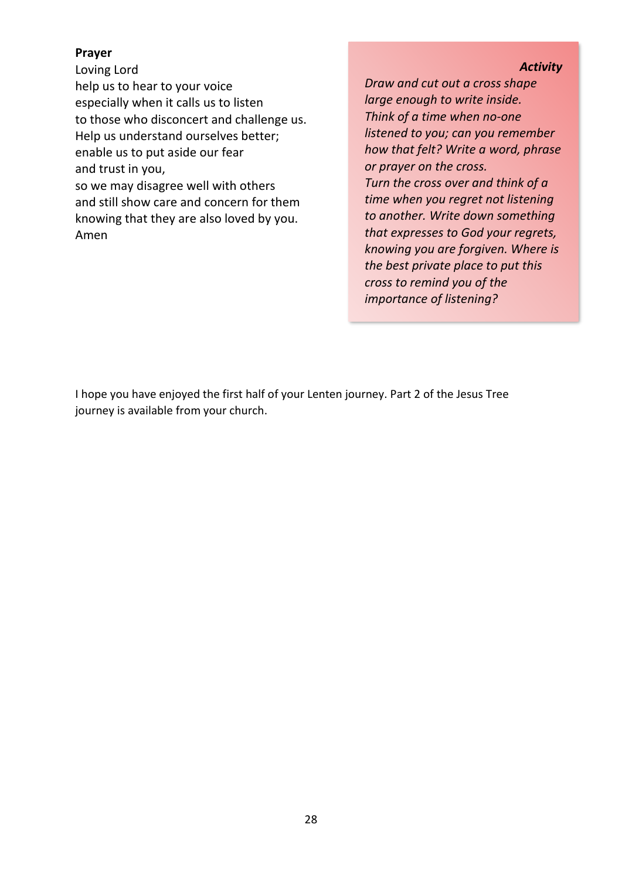**Prayer**

Loving Lord
help us to hear to your voice
especially when it calls us to listen
to those who disconcert and challenge us.
Help us understand ourselves better;
enable us to put aside our fear
and trust in you,
so we may disagree well with others
and still show care and concern for them
knowing that they are also loved by you.
Amen

***Activity***

*Draw and cut out a cross shape large enough to write inside. Think of a time when no-one listened to you; can you remember how that felt? Write a word, phrase or prayer on the cross.*
*Turn the cross over and think of a time when you regret not listening to another. Write down something that expresses to God your regrets, knowing you are forgiven. Where is the best private place to put this cross to remind you of the importance of listening?*

I hope you have enjoyed the first half of your Lenten journey. Part 2 of the Jesus Tree journey is available from your church.